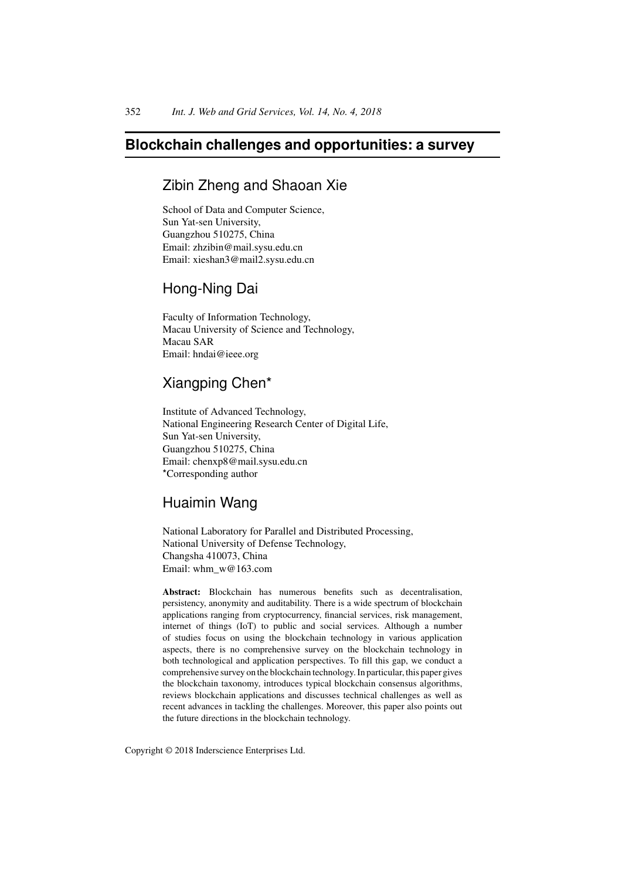# Blockchain challenges and opportunities: a survey

## Zibin Zheng and Shaoan Xie

School of Data and Computer Science,
Sun Yat-sen University,
Guangzhou 510275, China
Email: zhzibin@mail.sysu.edu.cn
Email: xieshan3@mail2.sysu.edu.cn

## Hong-Ning Dai

Faculty of Information Technology,
Macau University of Science and Technology,
Macau SAR
Email: hndai@ieee.org

## Xiangping Chen*

Institute of Advanced Technology,
National Engineering Research Center of Digital Life,
Sun Yat-sen University,
Guangzhou 510275, China
Email: chenxp8@mail.sysu.edu.cn
*Corresponding author

## Huaimin Wang

National Laboratory for Parallel and Distributed Processing,
National University of Defense Technology,
Changsha 410073, China
Email: whm_w@163.com

**Abstract:** Blockchain has numerous benefits such as decentralisation, persistency, anonymity and auditability. There is a wide spectrum of blockchain applications ranging from cryptocurrency, financial services, risk management, internet of things (IoT) to public and social services. Although a number of studies focus on using the blockchain technology in various application aspects, there is no comprehensive survey on the blockchain technology in both technological and application perspectives. To fill this gap, we conduct a comprehensive survey on the blockchain technology. In particular, this paper gives the blockchain taxonomy, introduces typical blockchain consensus algorithms, reviews blockchain applications and discusses technical challenges as well as recent advances in tackling the challenges. Moreover, this paper also points out the future directions in the blockchain technology.

Copyright © 2018 Inderscience Enterprises Ltd.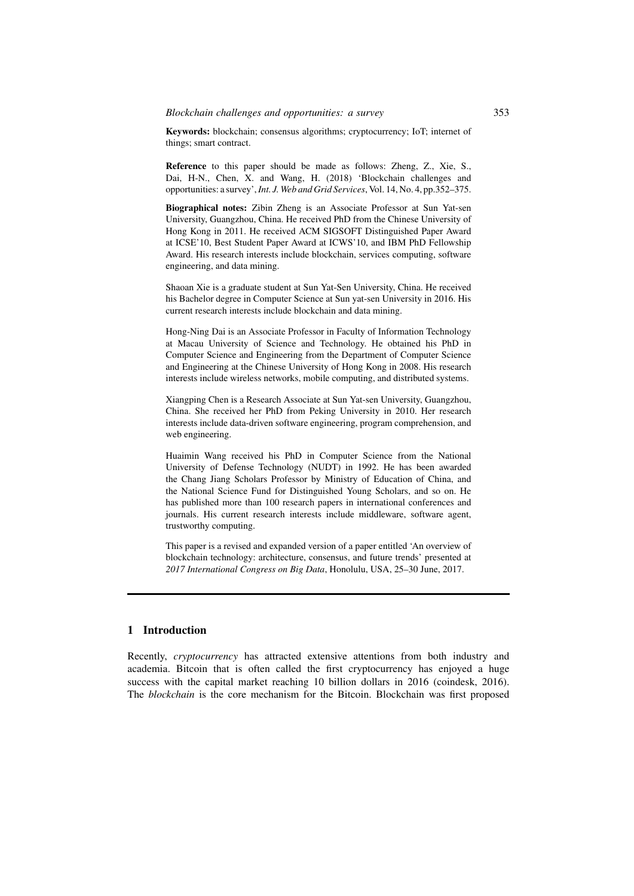**Keywords:** blockchain; consensus algorithms; cryptocurrency; IoT; internet of things; smart contract.

**Reference** to this paper should be made as follows: Zheng, Z., Xie, S., Dai, H-N., Chen, X. and Wang, H. (2018) 'Blockchain challenges and opportunities: a survey', *Int. J. Web and Grid Services*, Vol. 14, No. 4, pp.352–375.

**Biographical notes:** Zibin Zheng is an Associate Professor at Sun Yat-sen University, Guangzhou, China. He received PhD from the Chinese University of Hong Kong in 2011. He received ACM SIGSOFT Distinguished Paper Award at ICSE'10, Best Student Paper Award at ICWS'10, and IBM PhD Fellowship Award. His research interests include blockchain, services computing, software engineering, and data mining.

Shaoan Xie is a graduate student at Sun Yat-Sen University, China. He received his Bachelor degree in Computer Science at Sun yat-sen University in 2016. His current research interests include blockchain and data mining.

Hong-Ning Dai is an Associate Professor in Faculty of Information Technology at Macau University of Science and Technology. He obtained his PhD in Computer Science and Engineering from the Department of Computer Science and Engineering at the Chinese University of Hong Kong in 2008. His research interests include wireless networks, mobile computing, and distributed systems.

Xiangping Chen is a Research Associate at Sun Yat-sen University, Guangzhou, China. She received her PhD from Peking University in 2010. Her research interests include data-driven software engineering, program comprehension, and web engineering.

Huaimin Wang received his PhD in Computer Science from the National University of Defense Technology (NUDT) in 1992. He has been awarded the Chang Jiang Scholars Professor by Ministry of Education of China, and the National Science Fund for Distinguished Young Scholars, and so on. He has published more than 100 research papers in international conferences and journals. His current research interests include middleware, software agent, trustworthy computing.

This paper is a revised and expanded version of a paper entitled 'An overview of blockchain technology: architecture, consensus, and future trends' presented at *2017 International Congress on Big Data*, Honolulu, USA, 25–30 June, 2017.

## 1 Introduction

Recently, *cryptocurrency* has attracted extensive attentions from both industry and academia. Bitcoin that is often called the first cryptocurrency has enjoyed a huge success with the capital market reaching 10 billion dollars in 2016 (coindesk, 2016). The *blockchain* is the core mechanism for the Bitcoin. Blockchain was first proposed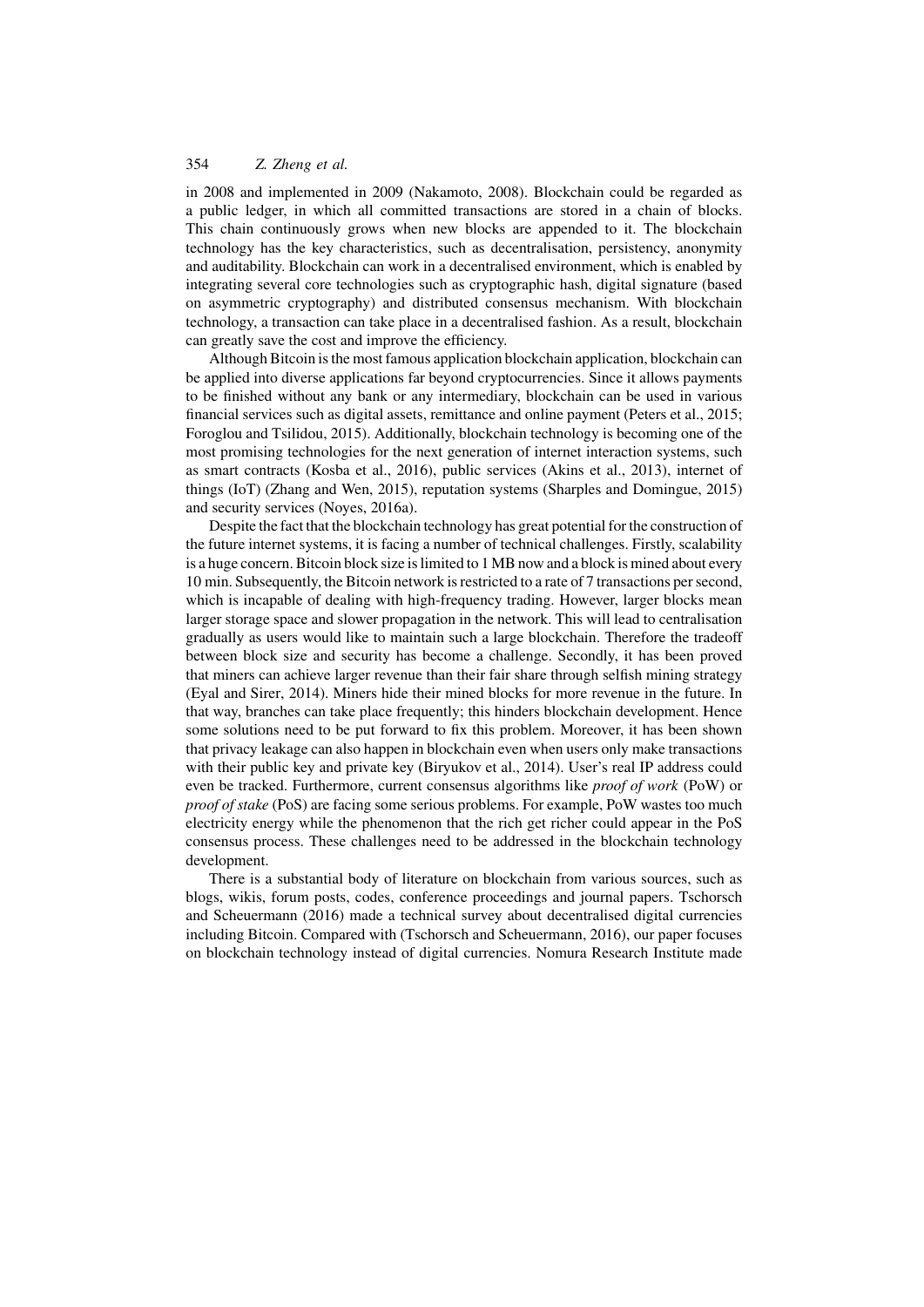in 2008 and implemented in 2009 (Nakamoto, 2008). Blockchain could be regarded as a public ledger, in which all committed transactions are stored in a chain of blocks. This chain continuously grows when new blocks are appended to it. The blockchain technology has the key characteristics, such as decentralisation, persistency, anonymity and auditability. Blockchain can work in a decentralised environment, which is enabled by integrating several core technologies such as cryptographic hash, digital signature (based on asymmetric cryptography) and distributed consensus mechanism. With blockchain technology, a transaction can take place in a decentralised fashion. As a result, blockchain can greatly save the cost and improve the efficiency.

Although Bitcoin is the most famous application blockchain application, blockchain can be applied into diverse applications far beyond cryptocurrencies. Since it allows payments to be finished without any bank or any intermediary, blockchain can be used in various financial services such as digital assets, remittance and online payment (Peters et al., 2015; Foroglou and Tsilidou, 2015). Additionally, blockchain technology is becoming one of the most promising technologies for the next generation of internet interaction systems, such as smart contracts (Kosba et al., 2016), public services (Akins et al., 2013), internet of things (IoT) (Zhang and Wen, 2015), reputation systems (Sharples and Domingue, 2015) and security services (Noyes, 2016a).

Despite the fact that the blockchain technology has great potential for the construction of the future internet systems, it is facing a number of technical challenges. Firstly, scalability is a huge concern. Bitcoin block size is limited to 1 MB now and a block is mined about every 10 min. Subsequently, the Bitcoin network is restricted to a rate of 7 transactions per second, which is incapable of dealing with high-frequency trading. However, larger blocks mean larger storage space and slower propagation in the network. This will lead to centralisation gradually as users would like to maintain such a large blockchain. Therefore the tradeoff between block size and security has become a challenge. Secondly, it has been proved that miners can achieve larger revenue than their fair share through selfish mining strategy (Eyal and Sirer, 2014). Miners hide their mined blocks for more revenue in the future. In that way, branches can take place frequently; this hinders blockchain development. Hence some solutions need to be put forward to fix this problem. Moreover, it has been shown that privacy leakage can also happen in blockchain even when users only make transactions with their public key and private key (Biryukov et al., 2014). User's real IP address could even be tracked. Furthermore, current consensus algorithms like *proof of work* (PoW) or *proof of stake* (PoS) are facing some serious problems. For example, PoW wastes too much electricity energy while the phenomenon that the rich get richer could appear in the PoS consensus process. These challenges need to be addressed in the blockchain technology development.

There is a substantial body of literature on blockchain from various sources, such as blogs, wikis, forum posts, codes, conference proceedings and journal papers. Tschorsch and Scheuermann (2016) made a technical survey about decentralised digital currencies including Bitcoin. Compared with (Tschorsch and Scheuermann, 2016), our paper focuses on blockchain technology instead of digital currencies. Nomura Research Institute made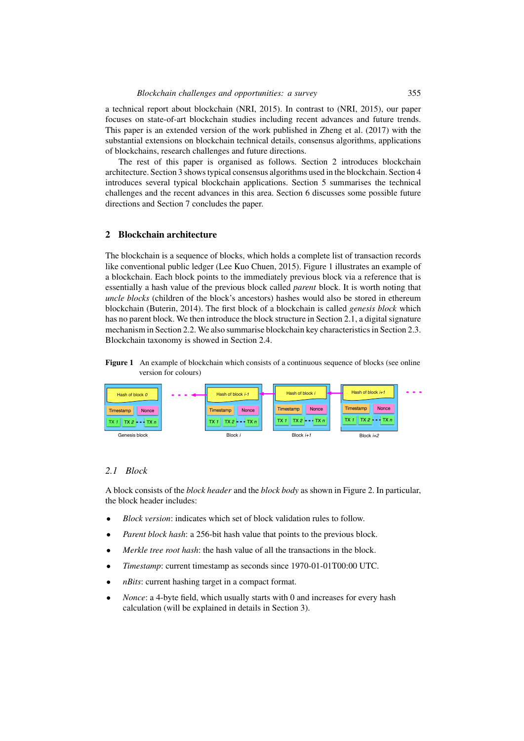a technical report about blockchain (NRI, 2015). In contrast to (NRI, 2015), our paper focuses on state-of-art blockchain studies including recent advances and future trends. This paper is an extended version of the work published in Zheng et al. (2017) with the substantial extensions on blockchain technical details, consensus algorithms, applications of blockchains, research challenges and future directions.

The rest of this paper is organised as follows. Section 2 introduces blockchain architecture. Section 3 shows typical consensus algorithms used in the blockchain. Section 4 introduces several typical blockchain applications. Section 5 summarises the technical challenges and the recent advances in this area. Section 6 discusses some possible future directions and Section 7 concludes the paper.

## 2 Blockchain architecture

The blockchain is a sequence of blocks, which holds a complete list of transaction records like conventional public ledger (Lee Kuo Chuen, 2015). Figure 1 illustrates an example of a blockchain. Each block points to the immediately previous block via a reference that is essentially a hash value of the previous block called *parent* block. It is worth noting that *uncle blocks* (children of the block's ancestors) hashes would also be stored in ethereum blockchain (Buterin, 2014). The first block of a blockchain is called *genesis block* which has no parent block. We then introduce the block structure in Section 2.1, a digital signature mechanism in Section 2.2. We also summarise blockchain key characteristics in Section 2.3. Blockchain taxonomy is showed in Section 2.4.

**Figure 1** An example of blockchain which consists of a continuous sequence of blocks (see online version for colours)

### 2.1 Block

A block consists of the *block header* and the *block body* as shown in Figure 2. In particular, the block header includes:

- *Block version*: indicates which set of block validation rules to follow.
- *Parent block hash*: a 256-bit hash value that points to the previous block.
- *Merkle tree root hash*: the hash value of all the transactions in the block.
- *Timestamp*: current timestamp as seconds since 1970-01-01T00:00 UTC.
- *nBits*: current hashing target in a compact format.
- *Nonce*: a 4-byte field, which usually starts with 0 and increases for every hash calculation (will be explained in details in Section 3).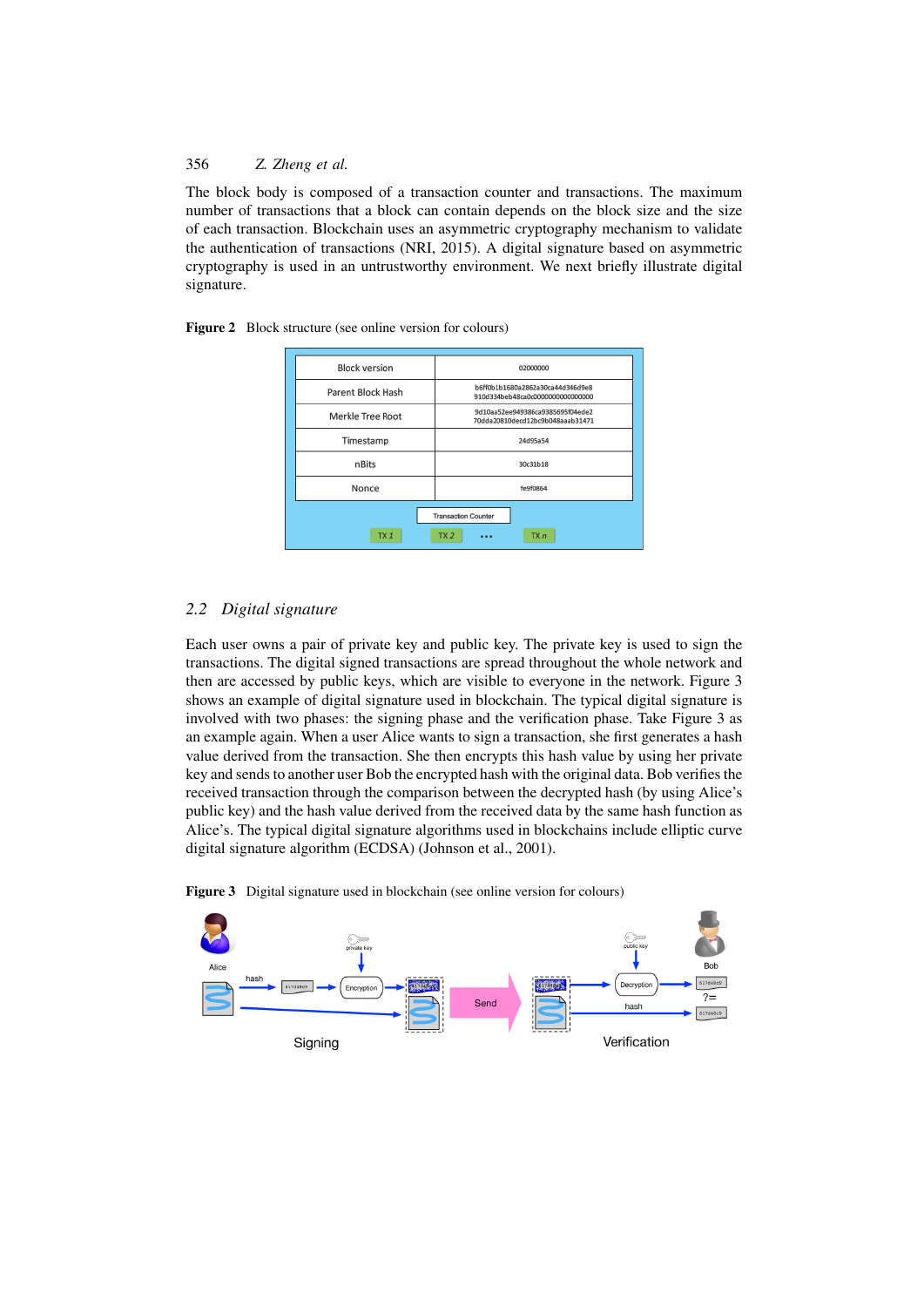The block body is composed of a transaction counter and transactions. The maximum number of transactions that a block can contain depends on the block size and the size of each transaction. Blockchain uses an asymmetric cryptography mechanism to validate the authentication of transactions (NRI, 2015). A digital signature based on asymmetric cryptography is used in an untrustworthy environment. We next briefly illustrate digital signature.

**Figure 2** Block structure (see online version for colours)

| Block version | 02000000 |
|---|---|
| Parent Block Hash | b6ff0b1b1680a2862a30ca44d346d9e8910d334beb48ca0c0000000000000000 |
| Merkle Tree Root | 9d10aa52ee949386ca9385695f04ede270dda20810decd12bc9b048aaab31471 |
| Timestamp | 24d95a54 |
| nBits | 30c31b18 |
| Nonce | fe9f0864 |

Transaction Counter

TX 1 | TX 2 | ... | TX n

## 2.2 Digital signature

Each user owns a pair of private key and public key. The private key is used to sign the transactions. The digital signed transactions are spread throughout the whole network and then are accessed by public keys, which are visible to everyone in the network. Figure 3 shows an example of digital signature used in blockchain. The typical digital signature is involved with two phases: the signing phase and the verification phase. Take Figure 3 as an example again. When a user Alice wants to sign a transaction, she first generates a hash value derived from the transaction. She then encrypts this hash value by using her private key and sends to another user Bob the encrypted hash with the original data. Bob verifies the received transaction through the comparison between the decrypted hash (by using Alice's public key) and the hash value derived from the received data by the same hash function as Alice's. The typical digital signature algorithms used in blockchains include elliptic curve digital signature algorithm (ECDSA) (Johnson et al., 2001).

**Figure 3** Digital signature used in blockchain (see online version for colours)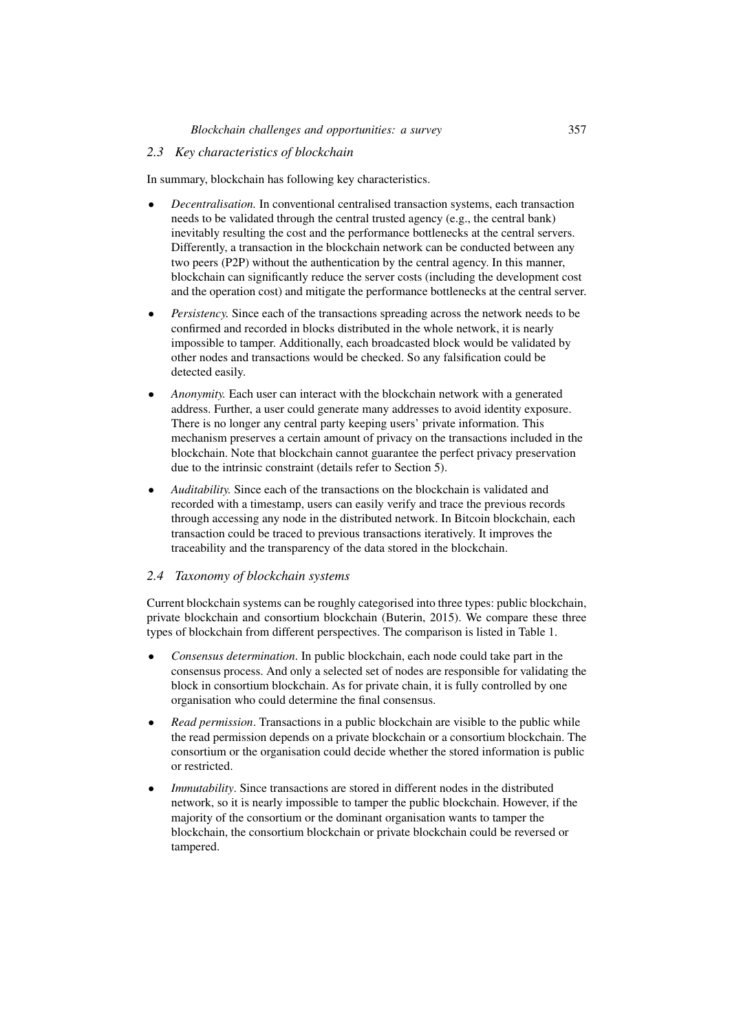### *2.3 Key characteristics of blockchain*

In summary, blockchain has following key characteristics.

- *Decentralisation.* In conventional centralised transaction systems, each transaction needs to be validated through the central trusted agency (e.g., the central bank) inevitably resulting the cost and the performance bottlenecks at the central servers. Differently, a transaction in the blockchain network can be conducted between any two peers (P2P) without the authentication by the central agency. In this manner, blockchain can significantly reduce the server costs (including the development cost and the operation cost) and mitigate the performance bottlenecks at the central server.
- *Persistency.* Since each of the transactions spreading across the network needs to be confirmed and recorded in blocks distributed in the whole network, it is nearly impossible to tamper. Additionally, each broadcasted block would be validated by other nodes and transactions would be checked. So any falsification could be detected easily.
- *Anonymity.* Each user can interact with the blockchain network with a generated address. Further, a user could generate many addresses to avoid identity exposure. There is no longer any central party keeping users' private information. This mechanism preserves a certain amount of privacy on the transactions included in the blockchain. Note that blockchain cannot guarantee the perfect privacy preservation due to the intrinsic constraint (details refer to Section 5).
- *Auditability.* Since each of the transactions on the blockchain is validated and recorded with a timestamp, users can easily verify and trace the previous records through accessing any node in the distributed network. In Bitcoin blockchain, each transaction could be traced to previous transactions iteratively. It improves the traceability and the transparency of the data stored in the blockchain.

### *2.4 Taxonomy of blockchain systems*

Current blockchain systems can be roughly categorised into three types: public blockchain, private blockchain and consortium blockchain (Buterin, 2015). We compare these three types of blockchain from different perspectives. The comparison is listed in Table 1.

- *Consensus determination*. In public blockchain, each node could take part in the consensus process. And only a selected set of nodes are responsible for validating the block in consortium blockchain. As for private chain, it is fully controlled by one organisation who could determine the final consensus.
- *Read permission*. Transactions in a public blockchain are visible to the public while the read permission depends on a private blockchain or a consortium blockchain. The consortium or the organisation could decide whether the stored information is public or restricted.
- *Immutability*. Since transactions are stored in different nodes in the distributed network, so it is nearly impossible to tamper the public blockchain. However, if the majority of the consortium or the dominant organisation wants to tamper the blockchain, the consortium blockchain or private blockchain could be reversed or tampered.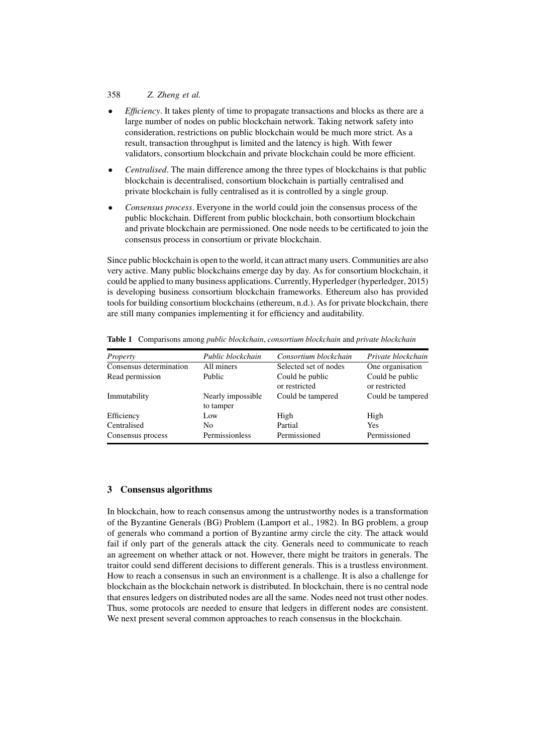- *Efficiency*. It takes plenty of time to propagate transactions and blocks as there are a large number of nodes on public blockchain network. Taking network safety into consideration, restrictions on public blockchain would be much more strict. As a result, transaction throughput is limited and the latency is high. With fewer validators, consortium blockchain and private blockchain could be more efficient.
- *Centralised*. The main difference among the three types of blockchains is that public blockchain is decentralised, consortium blockchain is partially centralised and private blockchain is fully centralised as it is controlled by a single group.
- *Consensus process*. Everyone in the world could join the consensus process of the public blockchain. Different from public blockchain, both consortium blockchain and private blockchain are permissioned. One node needs to be certificated to join the consensus process in consortium or private blockchain.

Since public blockchain is open to the world, it can attract many users. Communities are also very active. Many public blockchains emerge day by day. As for consortium blockchain, it could be applied to many business applications. Currently, Hyperledger (hyperledger, 2015) is developing business consortium blockchain frameworks. Ethereum also has provided tools for building consortium blockchains (ethereum, n.d.). As for private blockchain, there are still many companies implementing it for efficiency and auditability.

**Table 1** Comparisons among *public blockchain*, *consortium blockchain* and *private blockchain*

| *Property* | *Public blockchain* | *Consortium blockchain* | *Private blockchain* |
|---|---|---|---|
| Consensus determination | All miners | Selected set of nodes | One organisation |
| Read permission | Public | Could be public or restricted | Could be public or restricted |
| Immutability | Nearly impossible to tamper | Could be tampered | Could be tampered |
| Efficiency | Low | High | High |
| Centralised | No | Partial | Yes |
| Consensus process | Permissionless | Permissioned | Permissioned |

## 3 Consensus algorithms

In blockchain, how to reach consensus among the untrustworthy nodes is a transformation of the Byzantine Generals (BG) Problem (Lamport et al., 1982). In BG problem, a group of generals who command a portion of Byzantine army circle the city. The attack would fail if only part of the generals attack the city. Generals need to communicate to reach an agreement on whether attack or not. However, there might be traitors in generals. The traitor could send different decisions to different generals. This is a trustless environment. How to reach a consensus in such an environment is a challenge. It is also a challenge for blockchain as the blockchain network is distributed. In blockchain, there is no central node that ensures ledgers on distributed nodes are all the same. Nodes need not trust other nodes. Thus, some protocols are needed to ensure that ledgers in different nodes are consistent. We next present several common approaches to reach consensus in the blockchain.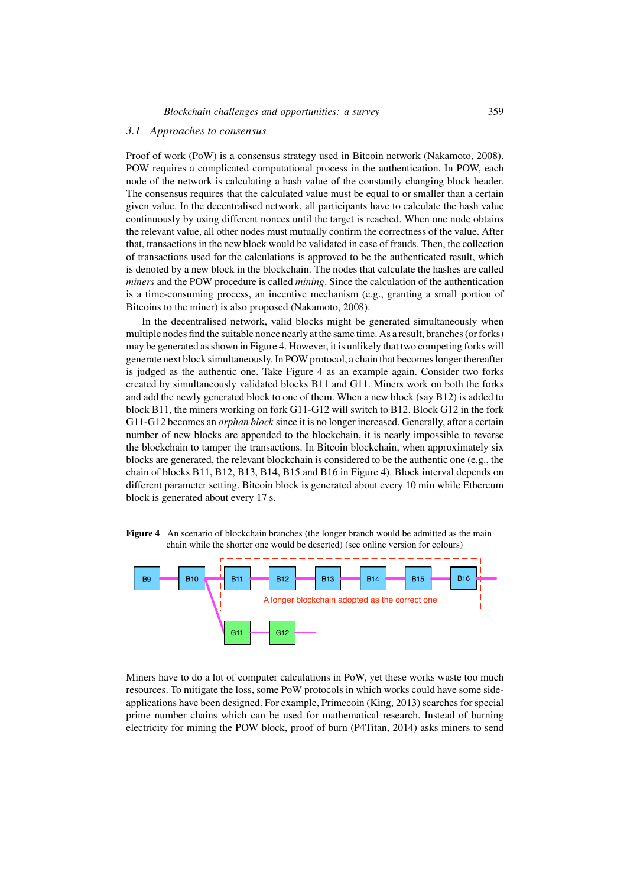### 3.1 Approaches to consensus

Proof of work (PoW) is a consensus strategy used in Bitcoin network (Nakamoto, 2008). POW requires a complicated computational process in the authentication. In POW, each node of the network is calculating a hash value of the constantly changing block header. The consensus requires that the calculated value must be equal to or smaller than a certain given value. In the decentralised network, all participants have to calculate the hash value continuously by using different nonces until the target is reached. When one node obtains the relevant value, all other nodes must mutually confirm the correctness of the value. After that, transactions in the new block would be validated in case of frauds. Then, the collection of transactions used for the calculations is approved to be the authenticated result, which is denoted by a new block in the blockchain. The nodes that calculate the hashes are called *miners* and the POW procedure is called *mining*. Since the calculation of the authentication is a time-consuming process, an incentive mechanism (e.g., granting a small portion of Bitcoins to the miner) is also proposed (Nakamoto, 2008).

In the decentralised network, valid blocks might be generated simultaneously when multiple nodes find the suitable nonce nearly at the same time. As a result, branches (or forks) may be generated as shown in Figure 4. However, it is unlikely that two competing forks will generate next block simultaneously. In POW protocol, a chain that becomes longer thereafter is judged as the authentic one. Take Figure 4 as an example again. Consider two forks created by simultaneously validated blocks B11 and G11. Miners work on both the forks and add the newly generated block to one of them. When a new block (say B12) is added to block B11, the miners working on fork G11-G12 will switch to B12. Block G12 in the fork G11-G12 becomes an *orphan block* since it is no longer increased. Generally, after a certain number of new blocks are appended to the blockchain, it is nearly impossible to reverse the blockchain to tamper the transactions. In Bitcoin blockchain, when approximately six blocks are generated, the relevant blockchain is considered to be the authentic one (e.g., the chain of blocks B11, B12, B13, B14, B15 and B16 in Figure 4). Block interval depends on different parameter setting. Bitcoin block is generated about every 10 min while Ethereum block is generated about every 17 s.

**Figure 4** An scenario of blockchain branches (the longer branch would be admitted as the main chain while the shorter one would be deserted) (see online version for colours)

Miners have to do a lot of computer calculations in PoW, yet these works waste too much resources. To mitigate the loss, some PoW protocols in which works could have some side-applications have been designed. For example, Primecoin (King, 2013) searches for special prime number chains which can be used for mathematical research. Instead of burning electricity for mining the POW block, proof of burn (P4Titan, 2014) asks miners to send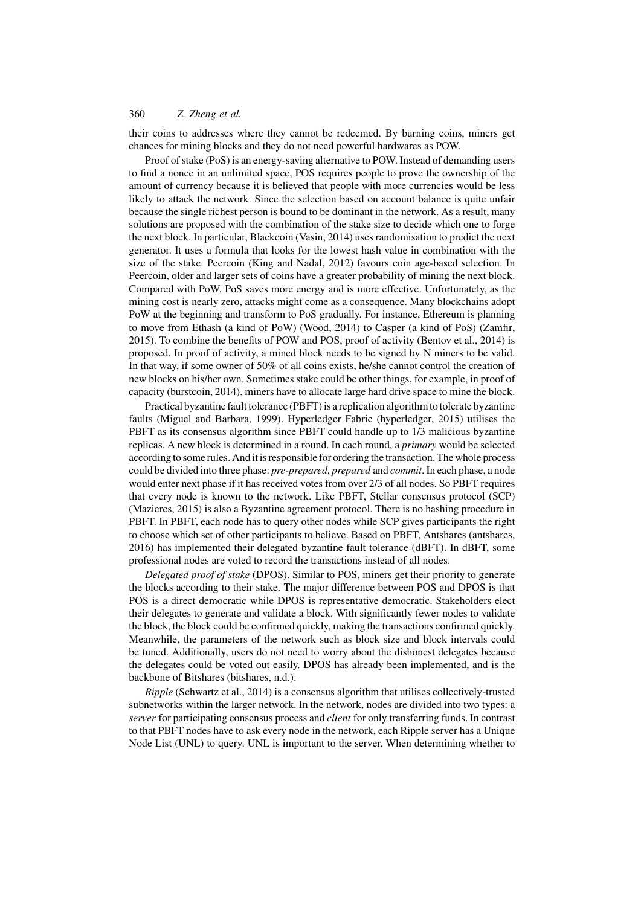their coins to addresses where they cannot be redeemed. By burning coins, miners get chances for mining blocks and they do not need powerful hardwares as POW.

Proof of stake (PoS) is an energy-saving alternative to POW. Instead of demanding users to find a nonce in an unlimited space, POS requires people to prove the ownership of the amount of currency because it is believed that people with more currencies would be less likely to attack the network. Since the selection based on account balance is quite unfair because the single richest person is bound to be dominant in the network. As a result, many solutions are proposed with the combination of the stake size to decide which one to forge the next block. In particular, Blackcoin (Vasin, 2014) uses randomisation to predict the next generator. It uses a formula that looks for the lowest hash value in combination with the size of the stake. Peercoin (King and Nadal, 2012) favours coin age-based selection. In Peercoin, older and larger sets of coins have a greater probability of mining the next block. Compared with PoW, PoS saves more energy and is more effective. Unfortunately, as the mining cost is nearly zero, attacks might come as a consequence. Many blockchains adopt PoW at the beginning and transform to PoS gradually. For instance, Ethereum is planning to move from Ethash (a kind of PoW) (Wood, 2014) to Casper (a kind of PoS) (Zamfir, 2015). To combine the benefits of POW and POS, proof of activity (Bentov et al., 2014) is proposed. In proof of activity, a mined block needs to be signed by N miners to be valid. In that way, if some owner of 50% of all coins exists, he/she cannot control the creation of new blocks on his/her own. Sometimes stake could be other things, for example, in proof of capacity (burstcoin, 2014), miners have to allocate large hard drive space to mine the block.

Practical byzantine fault tolerance (PBFT) is a replication algorithm to tolerate byzantine faults (Miguel and Barbara, 1999). Hyperledger Fabric (hyperledger, 2015) utilises the PBFT as its consensus algorithm since PBFT could handle up to 1/3 malicious byzantine replicas. A new block is determined in a round. In each round, a *primary* would be selected according to some rules. And it is responsible for ordering the transaction. The whole process could be divided into three phase: *pre-prepared*, *prepared* and *commit*. In each phase, a node would enter next phase if it has received votes from over 2/3 of all nodes. So PBFT requires that every node is known to the network. Like PBFT, Stellar consensus protocol (SCP) (Mazieres, 2015) is also a Byzantine agreement protocol. There is no hashing procedure in PBFT. In PBFT, each node has to query other nodes while SCP gives participants the right to choose which set of other participants to believe. Based on PBFT, Antshares (antshares, 2016) has implemented their delegated byzantine fault tolerance (dBFT). In dBFT, some professional nodes are voted to record the transactions instead of all nodes.

*Delegated proof of stake* (DPOS). Similar to POS, miners get their priority to generate the blocks according to their stake. The major difference between POS and DPOS is that POS is a direct democratic while DPOS is representative democratic. Stakeholders elect their delegates to generate and validate a block. With significantly fewer nodes to validate the block, the block could be confirmed quickly, making the transactions confirmed quickly. Meanwhile, the parameters of the network such as block size and block intervals could be tuned. Additionally, users do not need to worry about the dishonest delegates because the delegates could be voted out easily. DPOS has already been implemented, and is the backbone of Bitshares (bitshares, n.d.).

*Ripple* (Schwartz et al., 2014) is a consensus algorithm that utilises collectively-trusted subnetworks within the larger network. In the network, nodes are divided into two types: a *server* for participating consensus process and *client* for only transferring funds. In contrast to that PBFT nodes have to ask every node in the network, each Ripple server has a Unique Node List (UNL) to query. UNL is important to the server. When determining whether to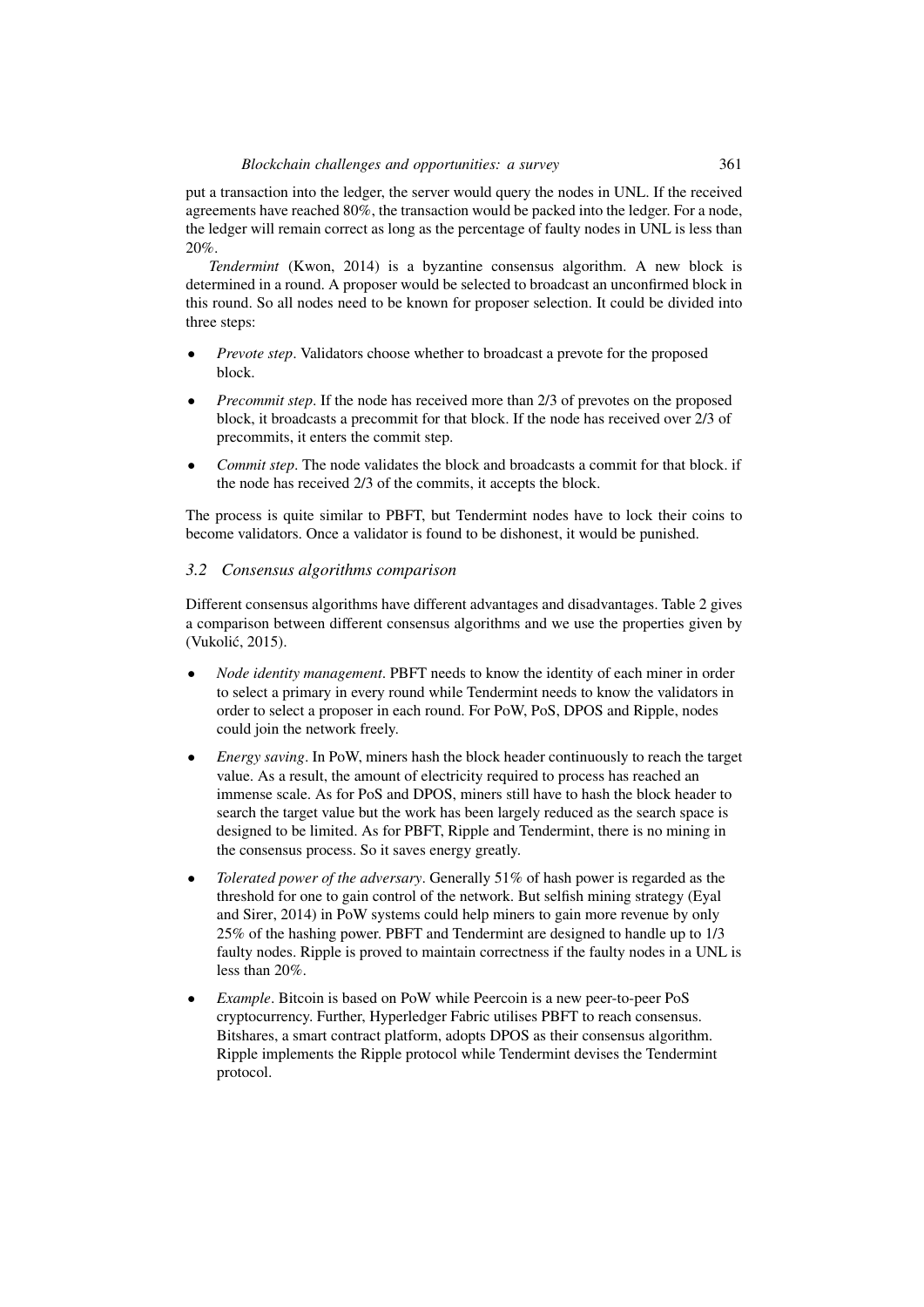put a transaction into the ledger, the server would query the nodes in UNL. If the received agreements have reached 80%, the transaction would be packed into the ledger. For a node, the ledger will remain correct as long as the percentage of faulty nodes in UNL is less than 20%.

*Tendermint* (Kwon, 2014) is a byzantine consensus algorithm. A new block is determined in a round. A proposer would be selected to broadcast an unconfirmed block in this round. So all nodes need to be known for proposer selection. It could be divided into three steps:

- *Prevote step*. Validators choose whether to broadcast a prevote for the proposed block.
- *Precommit step*. If the node has received more than 2/3 of prevotes on the proposed block, it broadcasts a precommit for that block. If the node has received over 2/3 of precommits, it enters the commit step.
- *Commit step*. The node validates the block and broadcasts a commit for that block. if the node has received 2/3 of the commits, it accepts the block.

The process is quite similar to PBFT, but Tendermint nodes have to lock their coins to become validators. Once a validator is found to be dishonest, it would be punished.

### 3.2 Consensus algorithms comparison

Different consensus algorithms have different advantages and disadvantages. Table 2 gives a comparison between different consensus algorithms and we use the properties given by (Vukolić, 2015).

- *Node identity management*. PBFT needs to know the identity of each miner in order to select a primary in every round while Tendermint needs to know the validators in order to select a proposer in each round. For PoW, PoS, DPOS and Ripple, nodes could join the network freely.
- *Energy saving*. In PoW, miners hash the block header continuously to reach the target value. As a result, the amount of electricity required to process has reached an immense scale. As for PoS and DPOS, miners still have to hash the block header to search the target value but the work has been largely reduced as the search space is designed to be limited. As for PBFT, Ripple and Tendermint, there is no mining in the consensus process. So it saves energy greatly.
- *Tolerated power of the adversary*. Generally 51% of hash power is regarded as the threshold for one to gain control of the network. But selfish mining strategy (Eyal and Sirer, 2014) in PoW systems could help miners to gain more revenue by only 25% of the hashing power. PBFT and Tendermint are designed to handle up to 1/3 faulty nodes. Ripple is proved to maintain correctness if the faulty nodes in a UNL is less than 20%.
- *Example*. Bitcoin is based on PoW while Peercoin is a new peer-to-peer PoS cryptocurrency. Further, Hyperledger Fabric utilises PBFT to reach consensus. Bitshares, a smart contract platform, adopts DPOS as their consensus algorithm. Ripple implements the Ripple protocol while Tendermint devises the Tendermint protocol.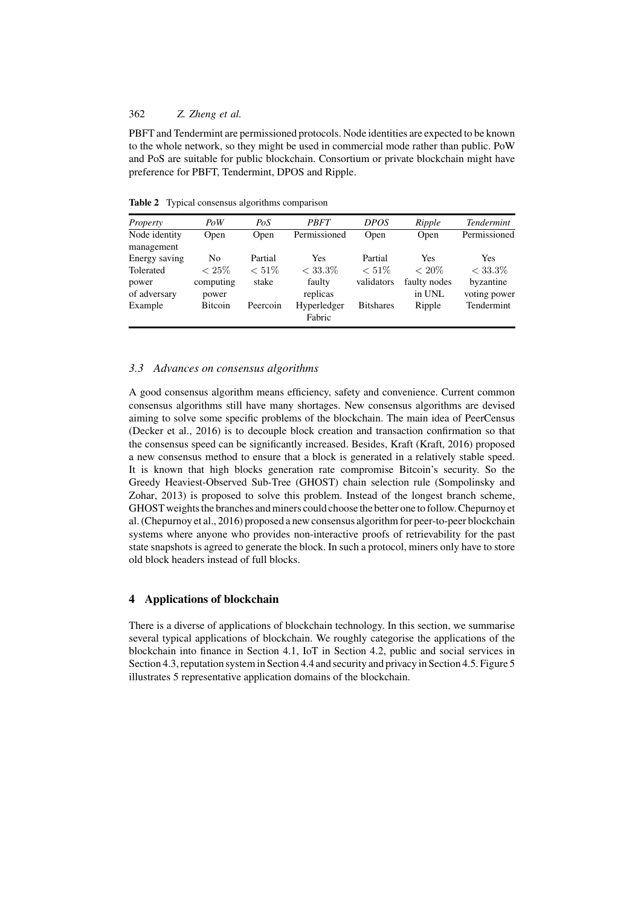PBFT and Tendermint are permissioned protocols. Node identities are expected to be known to the whole network, so they might be used in commercial mode rather than public. PoW and PoS are suitable for public blockchain. Consortium or private blockchain might have preference for PBFT, Tendermint, DPOS and Ripple.

**Table 2** Typical consensus algorithms comparison

| *Property* | *PoW* | *PoS* | *PBFT* | *DPOS* | *Ripple* | *Tendermint* |
|---|---|---|---|---|---|---|
| Node identity management | Open | Open | Permissioned | Open | Open | Permissioned |
| Energy saving | No | Partial | Yes | Partial | Yes | Yes |
| Tolerated power of adversary | $< 25\%$ computing power | $< 51\%$ stake | $< 33.3\%$ faulty replicas | $< 51\%$ validators | $< 20\%$ faulty nodes in UNL | $< 33.3\%$ byzantine voting power |
| Example | Bitcoin | Peercoin | Hyperledger Fabric | Bitshares | Ripple | Tendermint |

### *3.3 Advances on consensus algorithms*

A good consensus algorithm means efficiency, safety and convenience. Current common consensus algorithms still have many shortages. New consensus algorithms are devised aiming to solve some specific problems of the blockchain. The main idea of PeerCensus (Decker et al., 2016) is to decouple block creation and transaction confirmation so that the consensus speed can be significantly increased. Besides, Kraft (Kraft, 2016) proposed a new consensus method to ensure that a block is generated in a relatively stable speed. It is known that high blocks generation rate compromise Bitcoin's security. So the Greedy Heaviest-Observed Sub-Tree (GHOST) chain selection rule (Sompolinsky and Zohar, 2013) is proposed to solve this problem. Instead of the longest branch scheme, GHOST weights the branches and miners could choose the better one to follow. Chepurnoy et al. (Chepurnoy et al., 2016) proposed a new consensus algorithm for peer-to-peer blockchain systems where anyone who provides non-interactive proofs of retrievability for the past state snapshots is agreed to generate the block. In such a protocol, miners only have to store old block headers instead of full blocks.

## 4 Applications of blockchain

There is a diverse of applications of blockchain technology. In this section, we summarise several typical applications of blockchain. We roughly categorise the applications of the blockchain into finance in Section 4.1, IoT in Section 4.2, public and social services in Section 4.3, reputation system in Section 4.4 and security and privacy in Section 4.5. Figure 5 illustrates 5 representative application domains of the blockchain.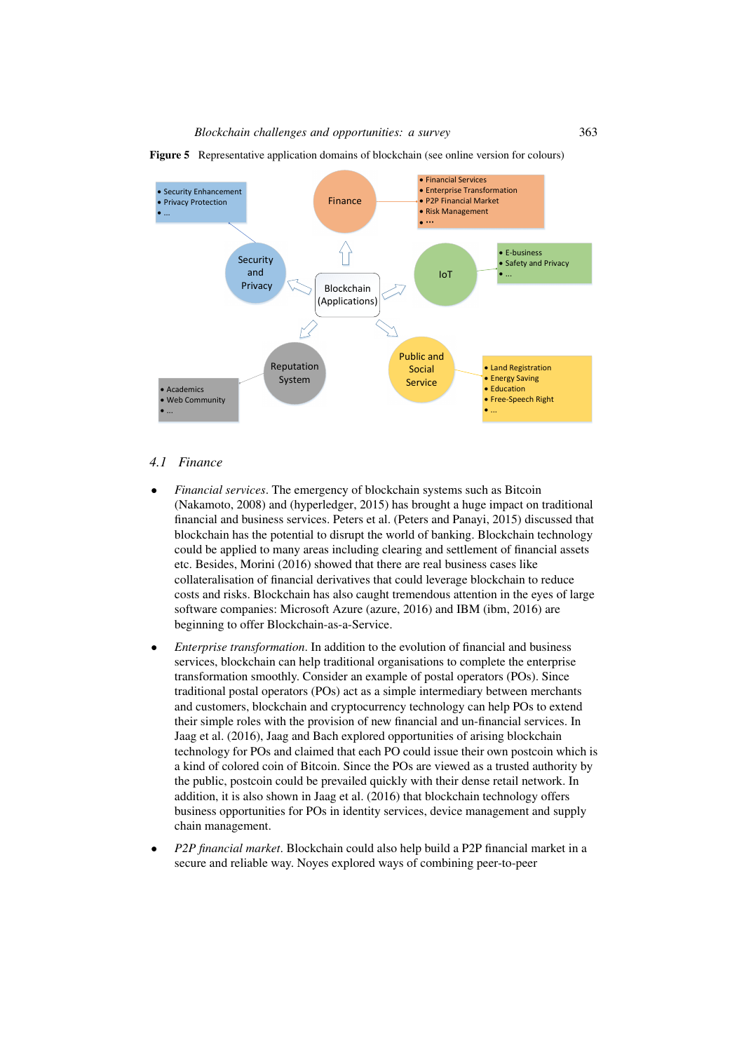**Figure 5** Representative application domains of blockchain (see online version for colours)

## 4.1 Finance

- *Financial services*. The emergency of blockchain systems such as Bitcoin (Nakamoto, 2008) and (hyperledger, 2015) has brought a huge impact on traditional financial and business services. Peters et al. (Peters and Panayi, 2015) discussed that blockchain has the potential to disrupt the world of banking. Blockchain technology could be applied to many areas including clearing and settlement of financial assets etc. Besides, Morini (2016) showed that there are real business cases like collateralisation of financial derivatives that could leverage blockchain to reduce costs and risks. Blockchain has also caught tremendous attention in the eyes of large software companies: Microsoft Azure (azure, 2016) and IBM (ibm, 2016) are beginning to offer Blockchain-as-a-Service.
- *Enterprise transformation*. In addition to the evolution of financial and business services, blockchain can help traditional organisations to complete the enterprise transformation smoothly. Consider an example of postal operators (POs). Since traditional postal operators (POs) act as a simple intermediary between merchants and customers, blockchain and cryptocurrency technology can help POs to extend their simple roles with the provision of new financial and un-financial services. In Jaag et al. (2016), Jaag and Bach explored opportunities of arising blockchain technology for POs and claimed that each PO could issue their own postcoin which is a kind of colored coin of Bitcoin. Since the POs are viewed as a trusted authority by the public, postcoin could be prevailed quickly with their dense retail network. In addition, it is also shown in Jaag et al. (2016) that blockchain technology offers business opportunities for POs in identity services, device management and supply chain management.
- *P2P financial market*. Blockchain could also help build a P2P financial market in a secure and reliable way. Noyes explored ways of combining peer-to-peer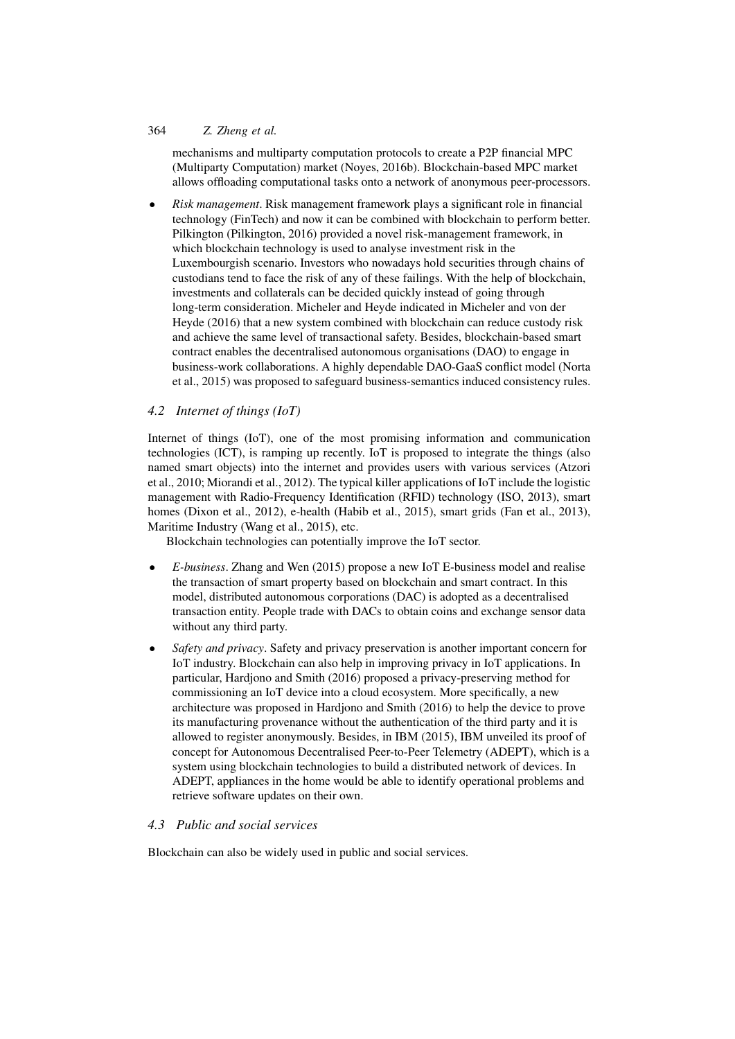mechanisms and multiparty computation protocols to create a P2P financial MPC (Multiparty Computation) market (Noyes, 2016b). Blockchain-based MPC market allows offloading computational tasks onto a network of anonymous peer-processors.

- *Risk management*. Risk management framework plays a significant role in financial technology (FinTech) and now it can be combined with blockchain to perform better. Pilkington (Pilkington, 2016) provided a novel risk-management framework, in which blockchain technology is used to analyse investment risk in the Luxembourgish scenario. Investors who nowadays hold securities through chains of custodians tend to face the risk of any of these failings. With the help of blockchain, investments and collaterals can be decided quickly instead of going through long-term consideration. Micheler and Heyde indicated in Micheler and von der Heyde (2016) that a new system combined with blockchain can reduce custody risk and achieve the same level of transactional safety. Besides, blockchain-based smart contract enables the decentralised autonomous organisations (DAO) to engage in business-work collaborations. A highly dependable DAO-GaaS conflict model (Norta et al., 2015) was proposed to safeguard business-semantics induced consistency rules.

### *4.2 Internet of things (IoT)*

Internet of things (IoT), one of the most promising information and communication technologies (ICT), is ramping up recently. IoT is proposed to integrate the things (also named smart objects) into the internet and provides users with various services (Atzori et al., 2010; Miorandi et al., 2012). The typical killer applications of IoT include the logistic management with Radio-Frequency Identification (RFID) technology (ISO, 2013), smart homes (Dixon et al., 2012), e-health (Habib et al., 2015), smart grids (Fan et al., 2013), Maritime Industry (Wang et al., 2015), etc.

Blockchain technologies can potentially improve the IoT sector.

- *E-business*. Zhang and Wen (2015) propose a new IoT E-business model and realise the transaction of smart property based on blockchain and smart contract. In this model, distributed autonomous corporations (DAC) is adopted as a decentralised transaction entity. People trade with DACs to obtain coins and exchange sensor data without any third party.
- *Safety and privacy*. Safety and privacy preservation is another important concern for IoT industry. Blockchain can also help in improving privacy in IoT applications. In particular, Hardjono and Smith (2016) proposed a privacy-preserving method for commissioning an IoT device into a cloud ecosystem. More specifically, a new architecture was proposed in Hardjono and Smith (2016) to help the device to prove its manufacturing provenance without the authentication of the third party and it is allowed to register anonymously. Besides, in IBM (2015), IBM unveiled its proof of concept for Autonomous Decentralised Peer-to-Peer Telemetry (ADEPT), which is a system using blockchain technologies to build a distributed network of devices. In ADEPT, appliances in the home would be able to identify operational problems and retrieve software updates on their own.

### *4.3 Public and social services*

Blockchain can also be widely used in public and social services.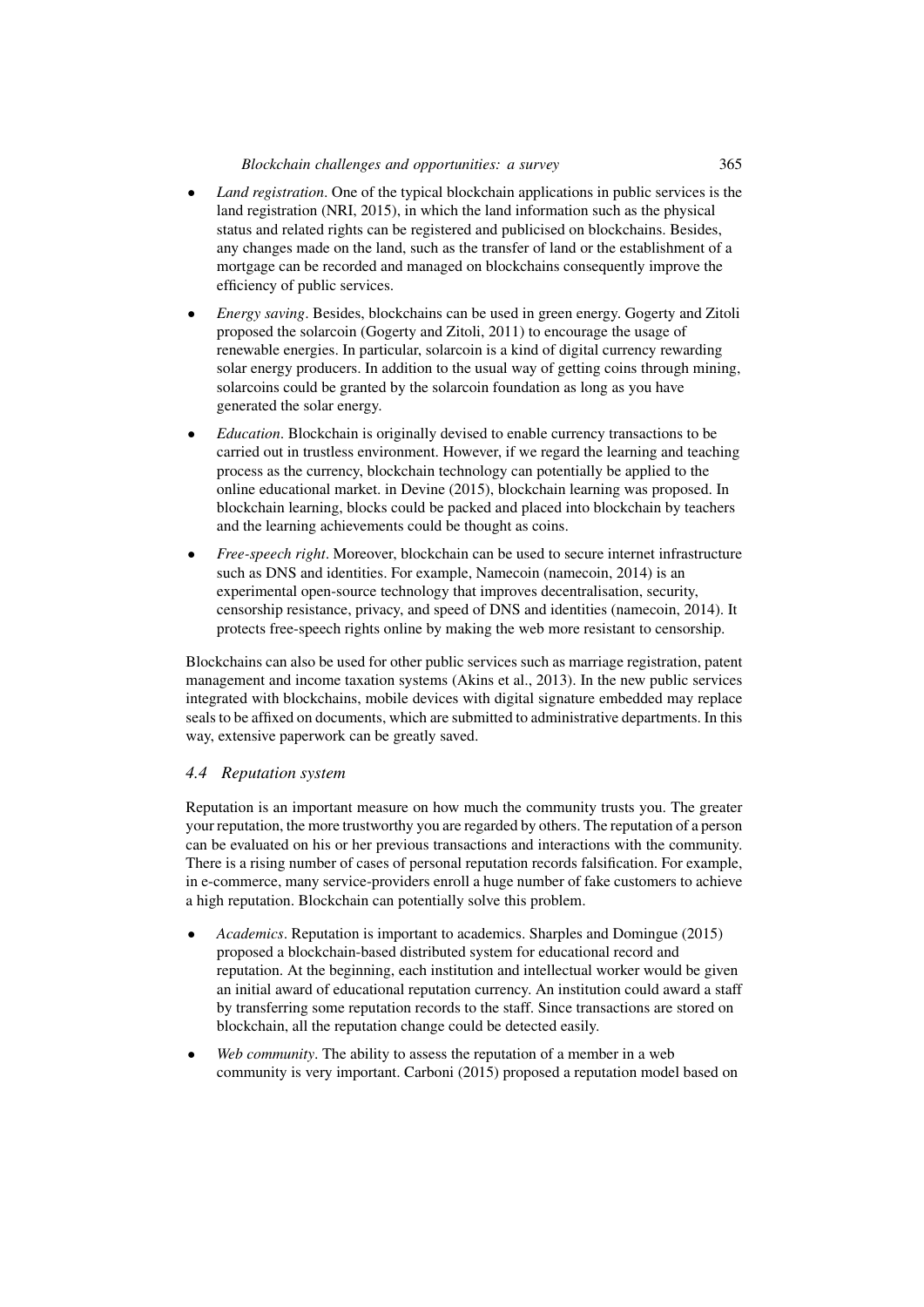- *Land registration*. One of the typical blockchain applications in public services is the land registration (NRI, 2015), in which the land information such as the physical status and related rights can be registered and publicised on blockchains. Besides, any changes made on the land, such as the transfer of land or the establishment of a mortgage can be recorded and managed on blockchains consequently improve the efficiency of public services.
- *Energy saving*. Besides, blockchains can be used in green energy. Gogerty and Zitoli proposed the solarcoin (Gogerty and Zitoli, 2011) to encourage the usage of renewable energies. In particular, solarcoin is a kind of digital currency rewarding solar energy producers. In addition to the usual way of getting coins through mining, solarcoins could be granted by the solarcoin foundation as long as you have generated the solar energy.
- *Education*. Blockchain is originally devised to enable currency transactions to be carried out in trustless environment. However, if we regard the learning and teaching process as the currency, blockchain technology can potentially be applied to the online educational market. in Devine (2015), blockchain learning was proposed. In blockchain learning, blocks could be packed and placed into blockchain by teachers and the learning achievements could be thought as coins.
- *Free-speech right*. Moreover, blockchain can be used to secure internet infrastructure such as DNS and identities. For example, Namecoin (namecoin, 2014) is an experimental open-source technology that improves decentralisation, security, censorship resistance, privacy, and speed of DNS and identities (namecoin, 2014). It protects free-speech rights online by making the web more resistant to censorship.

Blockchains can also be used for other public services such as marriage registration, patent management and income taxation systems (Akins et al., 2013). In the new public services integrated with blockchains, mobile devices with digital signature embedded may replace seals to be affixed on documents, which are submitted to administrative departments. In this way, extensive paperwork can be greatly saved.

### *4.4 Reputation system*

Reputation is an important measure on how much the community trusts you. The greater your reputation, the more trustworthy you are regarded by others. The reputation of a person can be evaluated on his or her previous transactions and interactions with the community. There is a rising number of cases of personal reputation records falsification. For example, in e-commerce, many service-providers enroll a huge number of fake customers to achieve a high reputation. Blockchain can potentially solve this problem.

- *Academics*. Reputation is important to academics. Sharples and Domingue (2015) proposed a blockchain-based distributed system for educational record and reputation. At the beginning, each institution and intellectual worker would be given an initial award of educational reputation currency. An institution could award a staff by transferring some reputation records to the staff. Since transactions are stored on blockchain, all the reputation change could be detected easily.
- *Web community*. The ability to assess the reputation of a member in a web community is very important. Carboni (2015) proposed a reputation model based on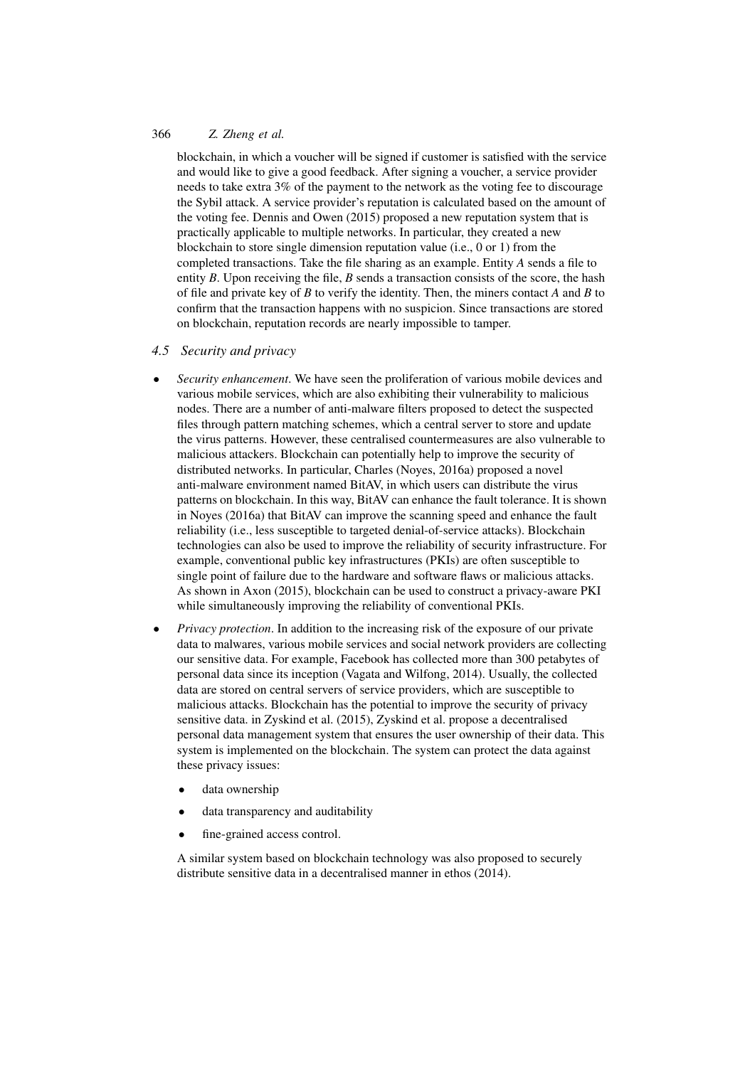blockchain, in which a voucher will be signed if customer is satisfied with the service and would like to give a good feedback. After signing a voucher, a service provider needs to take extra 3% of the payment to the network as the voting fee to discourage the Sybil attack. A service provider's reputation is calculated based on the amount of the voting fee. Dennis and Owen (2015) proposed a new reputation system that is practically applicable to multiple networks. In particular, they created a new blockchain to store single dimension reputation value (i.e., 0 or 1) from the completed transactions. Take the file sharing as an example. Entity *A* sends a file to entity *B*. Upon receiving the file, *B* sends a transaction consists of the score, the hash of file and private key of *B* to verify the identity. Then, the miners contact *A* and *B* to confirm that the transaction happens with no suspicion. Since transactions are stored on blockchain, reputation records are nearly impossible to tamper.

### *4.5 Security and privacy*

- *Security enhancement*. We have seen the proliferation of various mobile devices and various mobile services, which are also exhibiting their vulnerability to malicious nodes. There are a number of anti-malware filters proposed to detect the suspected files through pattern matching schemes, which a central server to store and update the virus patterns. However, these centralised countermeasures are also vulnerable to malicious attackers. Blockchain can potentially help to improve the security of distributed networks. In particular, Charles (Noyes, 2016a) proposed a novel anti-malware environment named BitAV, in which users can distribute the virus patterns on blockchain. In this way, BitAV can enhance the fault tolerance. It is shown in Noyes (2016a) that BitAV can improve the scanning speed and enhance the fault reliability (i.e., less susceptible to targeted denial-of-service attacks). Blockchain technologies can also be used to improve the reliability of security infrastructure. For example, conventional public key infrastructures (PKIs) are often susceptible to single point of failure due to the hardware and software flaws or malicious attacks. As shown in Axon (2015), blockchain can be used to construct a privacy-aware PKI while simultaneously improving the reliability of conventional PKIs.
- *Privacy protection*. In addition to the increasing risk of the exposure of our private data to malwares, various mobile services and social network providers are collecting our sensitive data. For example, Facebook has collected more than 300 petabytes of personal data since its inception (Vagata and Wilfong, 2014). Usually, the collected data are stored on central servers of service providers, which are susceptible to malicious attacks. Blockchain has the potential to improve the security of privacy sensitive data. in Zyskind et al. (2015), Zyskind et al. propose a decentralised personal data management system that ensures the user ownership of their data. This system is implemented on the blockchain. The system can protect the data against these privacy issues:

  - data ownership
  - data transparency and auditability
  - fine-grained access control.

  A similar system based on blockchain technology was also proposed to securely distribute sensitive data in a decentralised manner in ethos (2014).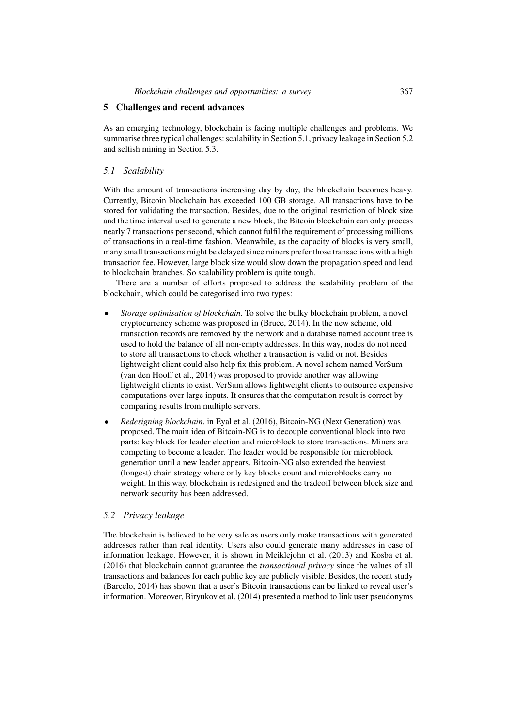## 5 Challenges and recent advances

As an emerging technology, blockchain is facing multiple challenges and problems. We summarise three typical challenges: scalability in Section 5.1, privacy leakage in Section 5.2 and selfish mining in Section 5.3.

### 5.1 Scalability

With the amount of transactions increasing day by day, the blockchain becomes heavy. Currently, Bitcoin blockchain has exceeded 100 GB storage. All transactions have to be stored for validating the transaction. Besides, due to the original restriction of block size and the time interval used to generate a new block, the Bitcoin blockchain can only process nearly 7 transactions per second, which cannot fulfil the requirement of processing millions of transactions in a real-time fashion. Meanwhile, as the capacity of blocks is very small, many small transactions might be delayed since miners prefer those transactions with a high transaction fee. However, large block size would slow down the propagation speed and lead to blockchain branches. So scalability problem is quite tough.

There are a number of efforts proposed to address the scalability problem of the blockchain, which could be categorised into two types:

- *Storage optimisation of blockchain*. To solve the bulky blockchain problem, a novel cryptocurrency scheme was proposed in (Bruce, 2014). In the new scheme, old transaction records are removed by the network and a database named account tree is used to hold the balance of all non-empty addresses. In this way, nodes do not need to store all transactions to check whether a transaction is valid or not. Besides lightweight client could also help fix this problem. A novel schem named VerSum (van den Hooff et al., 2014) was proposed to provide another way allowing lightweight clients to exist. VerSum allows lightweight clients to outsource expensive computations over large inputs. It ensures that the computation result is correct by comparing results from multiple servers.
- *Redesigning blockchain*. in Eyal et al. (2016), Bitcoin-NG (Next Generation) was proposed. The main idea of Bitcoin-NG is to decouple conventional block into two parts: key block for leader election and microblock to store transactions. Miners are competing to become a leader. The leader would be responsible for microblock generation until a new leader appears. Bitcoin-NG also extended the heaviest (longest) chain strategy where only key blocks count and microblocks carry no weight. In this way, blockchain is redesigned and the tradeoff between block size and network security has been addressed.

### 5.2 Privacy leakage

The blockchain is believed to be very safe as users only make transactions with generated addresses rather than real identity. Users also could generate many addresses in case of information leakage. However, it is shown in Meiklejohn et al. (2013) and Kosba et al. (2016) that blockchain cannot guarantee the *transactional privacy* since the values of all transactions and balances for each public key are publicly visible. Besides, the recent study (Barcelo, 2014) has shown that a user's Bitcoin transactions can be linked to reveal user's information. Moreover, Biryukov et al. (2014) presented a method to link user pseudonyms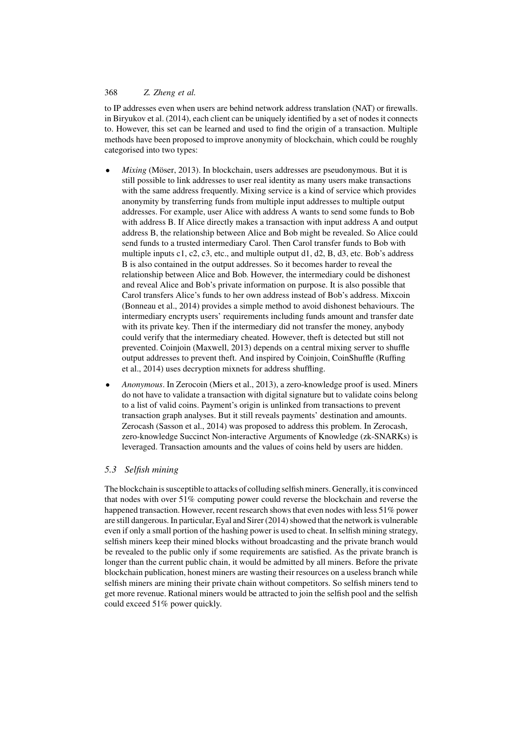to IP addresses even when users are behind network address translation (NAT) or firewalls. in Biryukov et al. (2014), each client can be uniquely identified by a set of nodes it connects to. However, this set can be learned and used to find the origin of a transaction. Multiple methods have been proposed to improve anonymity of blockchain, which could be roughly categorised into two types:

- *Mixing* (Möser, 2013). In blockchain, users addresses are pseudonymous. But it is still possible to link addresses to user real identity as many users make transactions with the same address frequently. Mixing service is a kind of service which provides anonymity by transferring funds from multiple input addresses to multiple output addresses. For example, user Alice with address A wants to send some funds to Bob with address B. If Alice directly makes a transaction with input address A and output address B, the relationship between Alice and Bob might be revealed. So Alice could send funds to a trusted intermediary Carol. Then Carol transfer funds to Bob with multiple inputs c1, c2, c3, etc., and multiple output d1, d2, B, d3, etc. Bob's address B is also contained in the output addresses. So it becomes harder to reveal the relationship between Alice and Bob. However, the intermediary could be dishonest and reveal Alice and Bob's private information on purpose. It is also possible that Carol transfers Alice's funds to her own address instead of Bob's address. Mixcoin (Bonneau et al., 2014) provides a simple method to avoid dishonest behaviours. The intermediary encrypts users' requirements including funds amount and transfer date with its private key. Then if the intermediary did not transfer the money, anybody could verify that the intermediary cheated. However, theft is detected but still not prevented. Coinjoin (Maxwell, 2013) depends on a central mixing server to shuffle output addresses to prevent theft. And inspired by Coinjoin, CoinShuffle (Ruffing et al., 2014) uses decryption mixnets for address shuffling.
- *Anonymous*. In Zerocoin (Miers et al., 2013), a zero-knowledge proof is used. Miners do not have to validate a transaction with digital signature but to validate coins belong to a list of valid coins. Payment's origin is unlinked from transactions to prevent transaction graph analyses. But it still reveals payments' destination and amounts. Zerocash (Sasson et al., 2014) was proposed to address this problem. In Zerocash, zero-knowledge Succinct Non-interactive Arguments of Knowledge (zk-SNARKs) is leveraged. Transaction amounts and the values of coins held by users are hidden.

### *5.3 Selfish mining*

The blockchain is susceptible to attacks of colluding selfish miners. Generally, it is convinced that nodes with over 51% computing power could reverse the blockchain and reverse the happened transaction. However, recent research shows that even nodes with less 51% power are still dangerous. In particular, Eyal and Sirer (2014) showed that the network is vulnerable even if only a small portion of the hashing power is used to cheat. In selfish mining strategy, selfish miners keep their mined blocks without broadcasting and the private branch would be revealed to the public only if some requirements are satisfied. As the private branch is longer than the current public chain, it would be admitted by all miners. Before the private blockchain publication, honest miners are wasting their resources on a useless branch while selfish miners are mining their private chain without competitors. So selfish miners tend to get more revenue. Rational miners would be attracted to join the selfish pool and the selfish could exceed 51% power quickly.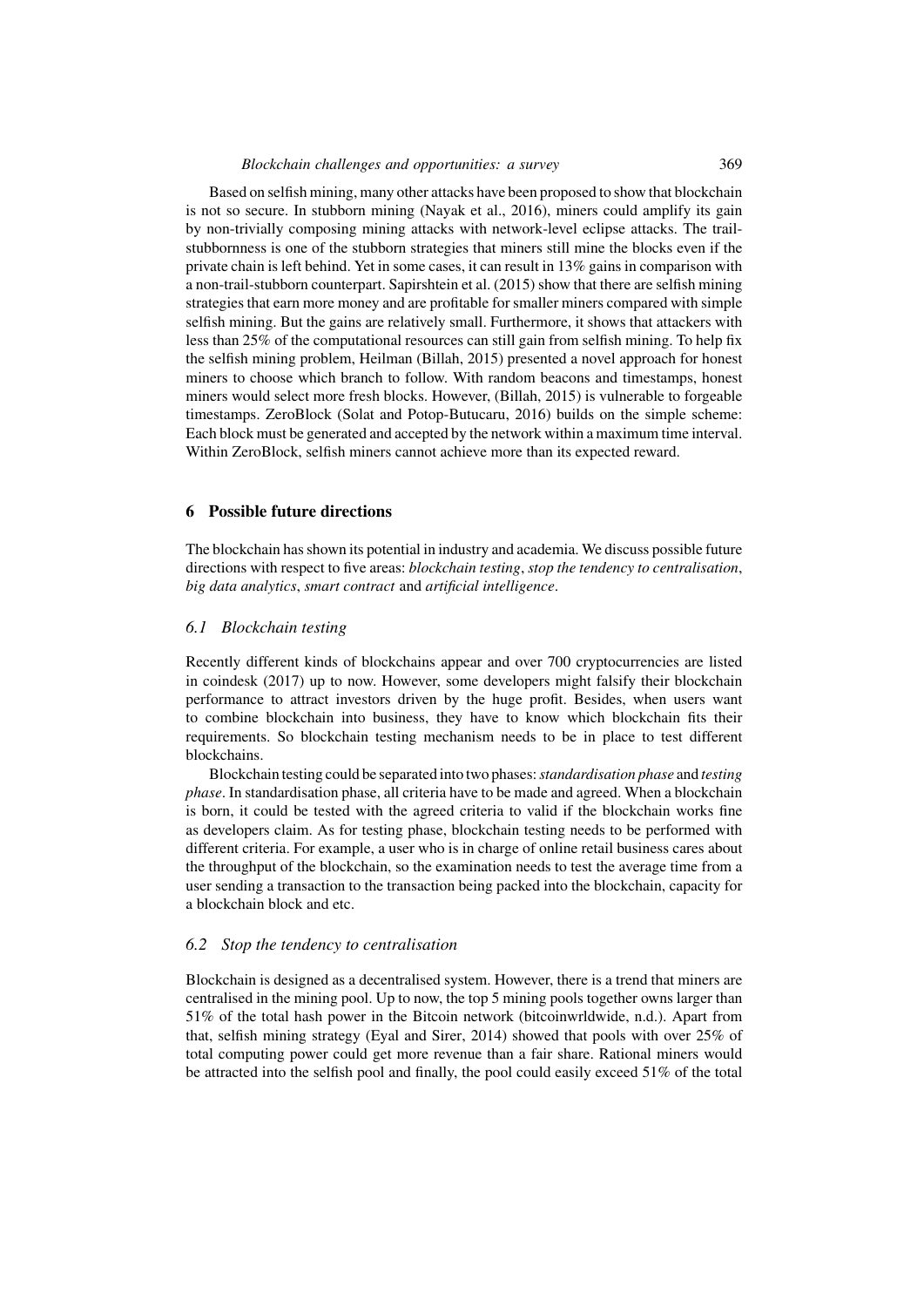Based on selfish mining, many other attacks have been proposed to show that blockchain is not so secure. In stubborn mining (Nayak et al., 2016), miners could amplify its gain by non-trivially composing mining attacks with network-level eclipse attacks. The trail-stubbornness is one of the stubborn strategies that miners still mine the blocks even if the private chain is left behind. Yet in some cases, it can result in 13% gains in comparison with a non-trail-stubborn counterpart. Sapirshtein et al. (2015) show that there are selfish mining strategies that earn more money and are profitable for smaller miners compared with simple selfish mining. But the gains are relatively small. Furthermore, it shows that attackers with less than 25% of the computational resources can still gain from selfish mining. To help fix the selfish mining problem, Heilman (Billah, 2015) presented a novel approach for honest miners to choose which branch to follow. With random beacons and timestamps, honest miners would select more fresh blocks. However, (Billah, 2015) is vulnerable to forgeable timestamps. ZeroBlock (Solat and Potop-Butucaru, 2016) builds on the simple scheme: Each block must be generated and accepted by the network within a maximum time interval. Within ZeroBlock, selfish miners cannot achieve more than its expected reward.

## 6 Possible future directions

The blockchain has shown its potential in industry and academia. We discuss possible future directions with respect to five areas: *blockchain testing*, *stop the tendency to centralisation*, *big data analytics*, *smart contract* and *artificial intelligence*.

### 6.1 Blockchain testing

Recently different kinds of blockchains appear and over 700 cryptocurrencies are listed in coindesk (2017) up to now. However, some developers might falsify their blockchain performance to attract investors driven by the huge profit. Besides, when users want to combine blockchain into business, they have to know which blockchain fits their requirements. So blockchain testing mechanism needs to be in place to test different blockchains.

Blockchain testing could be separated into two phases: *standardisation phase* and *testing phase*. In standardisation phase, all criteria have to be made and agreed. When a blockchain is born, it could be tested with the agreed criteria to valid if the blockchain works fine as developers claim. As for testing phase, blockchain testing needs to be performed with different criteria. For example, a user who is in charge of online retail business cares about the throughput of the blockchain, so the examination needs to test the average time from a user sending a transaction to the transaction being packed into the blockchain, capacity for a blockchain block and etc.

### 6.2 Stop the tendency to centralisation

Blockchain is designed as a decentralised system. However, there is a trend that miners are centralised in the mining pool. Up to now, the top 5 mining pools together owns larger than 51% of the total hash power in the Bitcoin network (bitcoinwrldwide, n.d.). Apart from that, selfish mining strategy (Eyal and Sirer, 2014) showed that pools with over 25% of total computing power could get more revenue than a fair share. Rational miners would be attracted into the selfish pool and finally, the pool could easily exceed 51% of the total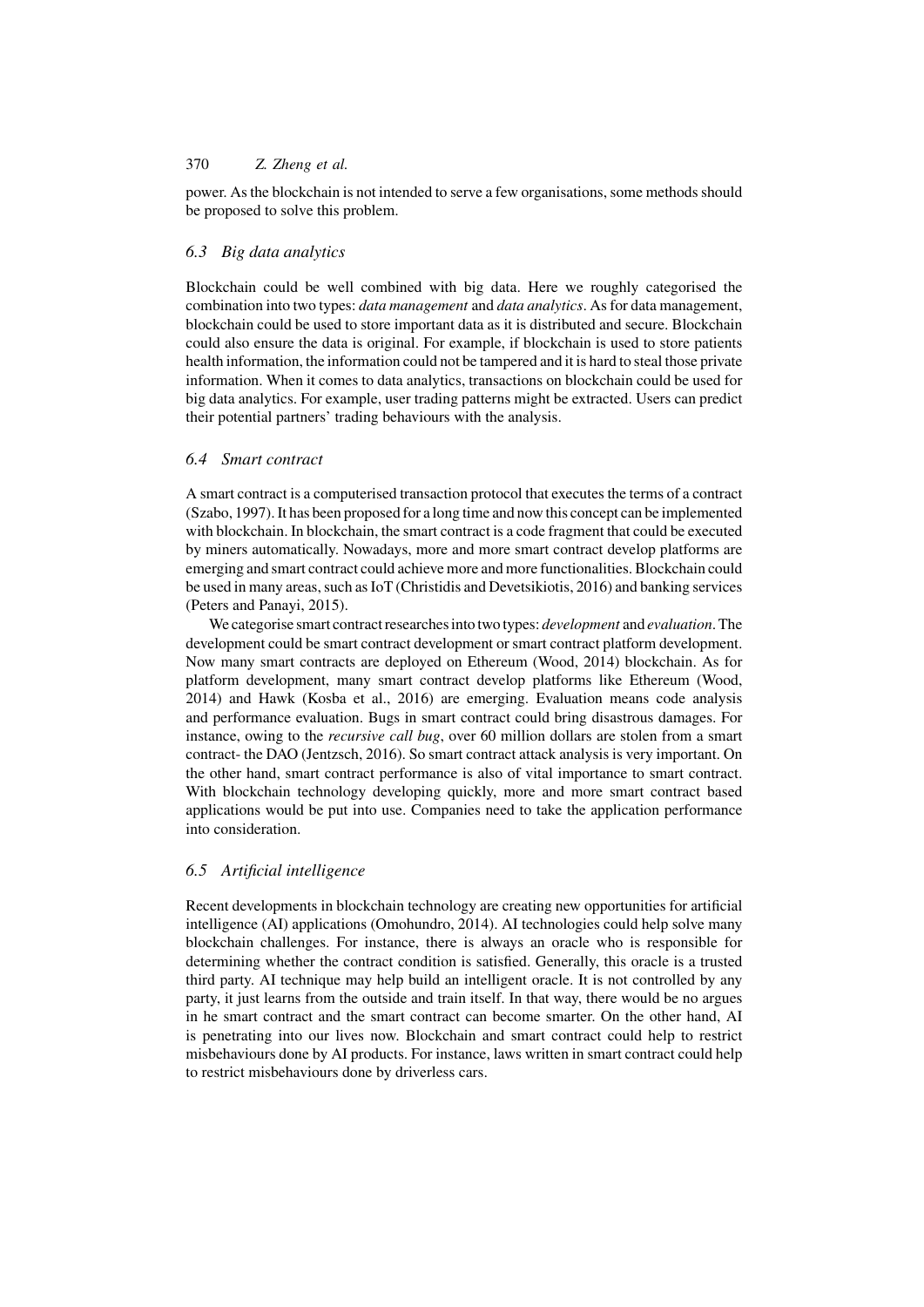power. As the blockchain is not intended to serve a few organisations, some methods should be proposed to solve this problem.

### 6.3 Big data analytics

Blockchain could be well combined with big data. Here we roughly categorised the combination into two types: *data management* and *data analytics*. As for data management, blockchain could be used to store important data as it is distributed and secure. Blockchain could also ensure the data is original. For example, if blockchain is used to store patients health information, the information could not be tampered and it is hard to steal those private information. When it comes to data analytics, transactions on blockchain could be used for big data analytics. For example, user trading patterns might be extracted. Users can predict their potential partners' trading behaviours with the analysis.

### 6.4 Smart contract

A smart contract is a computerised transaction protocol that executes the terms of a contract (Szabo, 1997). It has been proposed for a long time and now this concept can be implemented with blockchain. In blockchain, the smart contract is a code fragment that could be executed by miners automatically. Nowadays, more and more smart contract develop platforms are emerging and smart contract could achieve more and more functionalities. Blockchain could be used in many areas, such as IoT (Christidis and Devetsikiotis, 2016) and banking services (Peters and Panayi, 2015).

We categorise smart contract researches into two types: *development* and *evaluation*. The development could be smart contract development or smart contract platform development. Now many smart contracts are deployed on Ethereum (Wood, 2014) blockchain. As for platform development, many smart contract develop platforms like Ethereum (Wood, 2014) and Hawk (Kosba et al., 2016) are emerging. Evaluation means code analysis and performance evaluation. Bugs in smart contract could bring disastrous damages. For instance, owing to the *recursive call bug*, over 60 million dollars are stolen from a smart contract- the DAO (Jentzsch, 2016). So smart contract attack analysis is very important. On the other hand, smart contract performance is also of vital importance to smart contract. With blockchain technology developing quickly, more and more smart contract based applications would be put into use. Companies need to take the application performance into consideration.

### 6.5 Artificial intelligence

Recent developments in blockchain technology are creating new opportunities for artificial intelligence (AI) applications (Omohundro, 2014). AI technologies could help solve many blockchain challenges. For instance, there is always an oracle who is responsible for determining whether the contract condition is satisfied. Generally, this oracle is a trusted third party. AI technique may help build an intelligent oracle. It is not controlled by any party, it just learns from the outside and train itself. In that way, there would be no argues in he smart contract and the smart contract can become smarter. On the other hand, AI is penetrating into our lives now. Blockchain and smart contract could help to restrict misbehaviours done by AI products. For instance, laws written in smart contract could help to restrict misbehaviours done by driverless cars.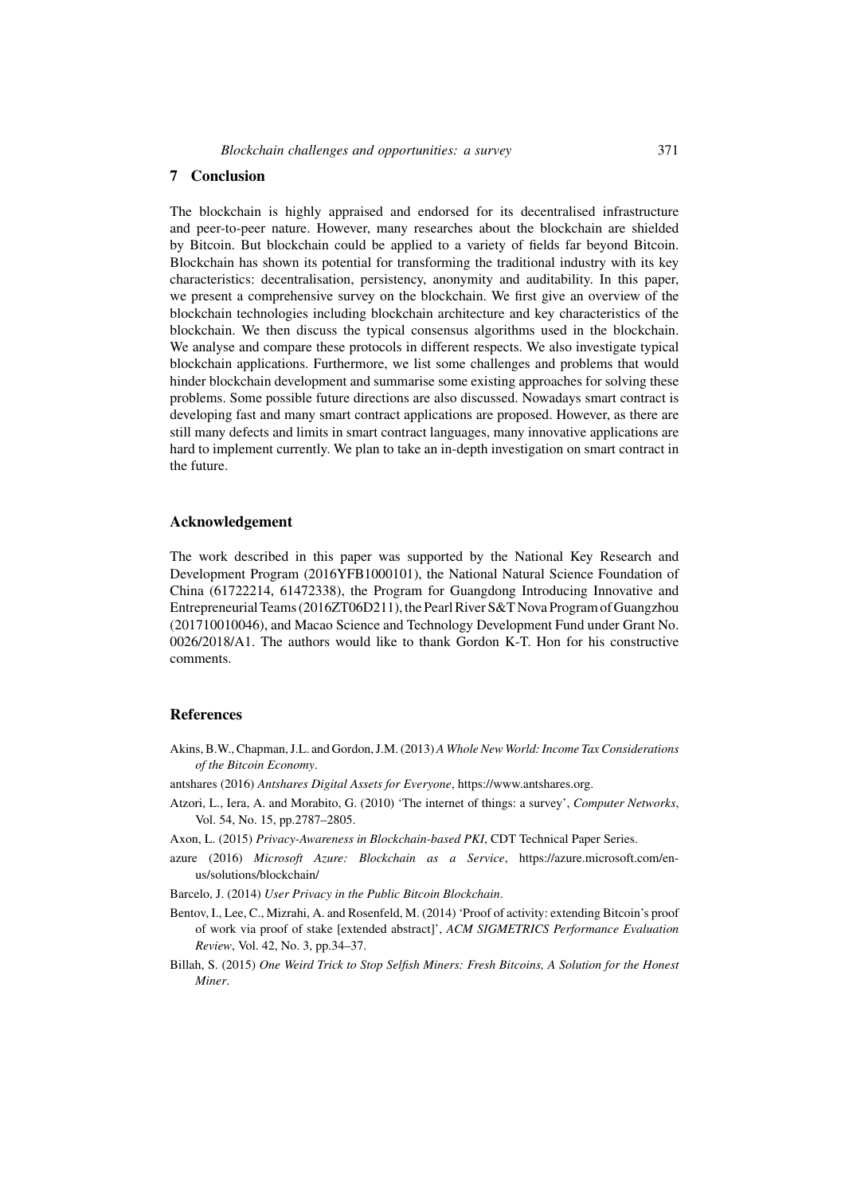## 7 Conclusion

The blockchain is highly appraised and endorsed for its decentralised infrastructure and peer-to-peer nature. However, many researches about the blockchain are shielded by Bitcoin. But blockchain could be applied to a variety of fields far beyond Bitcoin. Blockchain has shown its potential for transforming the traditional industry with its key characteristics: decentralisation, persistency, anonymity and auditability. In this paper, we present a comprehensive survey on the blockchain. We first give an overview of the blockchain technologies including blockchain architecture and key characteristics of the blockchain. We then discuss the typical consensus algorithms used in the blockchain. We analyse and compare these protocols in different respects. We also investigate typical blockchain applications. Furthermore, we list some challenges and problems that would hinder blockchain development and summarise some existing approaches for solving these problems. Some possible future directions are also discussed. Nowadays smart contract is developing fast and many smart contract applications are proposed. However, as there are still many defects and limits in smart contract languages, many innovative applications are hard to implement currently. We plan to take an in-depth investigation on smart contract in the future.

## Acknowledgement

The work described in this paper was supported by the National Key Research and Development Program (2016YFB1000101), the National Natural Science Foundation of China (61722214, 61472338), the Program for Guangdong Introducing Innovative and Entrepreneurial Teams (2016ZT06D211), the Pearl River S&T Nova Program of Guangzhou (201710010046), and Macao Science and Technology Development Fund under Grant No. 0026/2018/A1. The authors would like to thank Gordon K-T. Hon for his constructive comments.

## References

Akins, B.W., Chapman, J.L. and Gordon, J.M. (2013) *A Whole New World: Income Tax Considerations of the Bitcoin Economy*.

antshares (2016) *Antshares Digital Assets for Everyone*, https://www.antshares.org.

Atzori, L., Iera, A. and Morabito, G. (2010) 'The internet of things: a survey', *Computer Networks*, Vol. 54, No. 15, pp.2787–2805.

Axon, L. (2015) *Privacy-Awareness in Blockchain-based PKI*, CDT Technical Paper Series.

azure (2016) *Microsoft Azure: Blockchain as a Service*, https://azure.microsoft.com/en-us/solutions/blockchain/

Barcelo, J. (2014) *User Privacy in the Public Bitcoin Blockchain*.

Bentov, I., Lee, C., Mizrahi, A. and Rosenfeld, M. (2014) 'Proof of activity: extending Bitcoin's proof of work via proof of stake [extended abstract]', *ACM SIGMETRICS Performance Evaluation Review*, Vol. 42, No. 3, pp.34–37.

Billah, S. (2015) *One Weird Trick to Stop Selfish Miners: Fresh Bitcoins, A Solution for the Honest Miner*.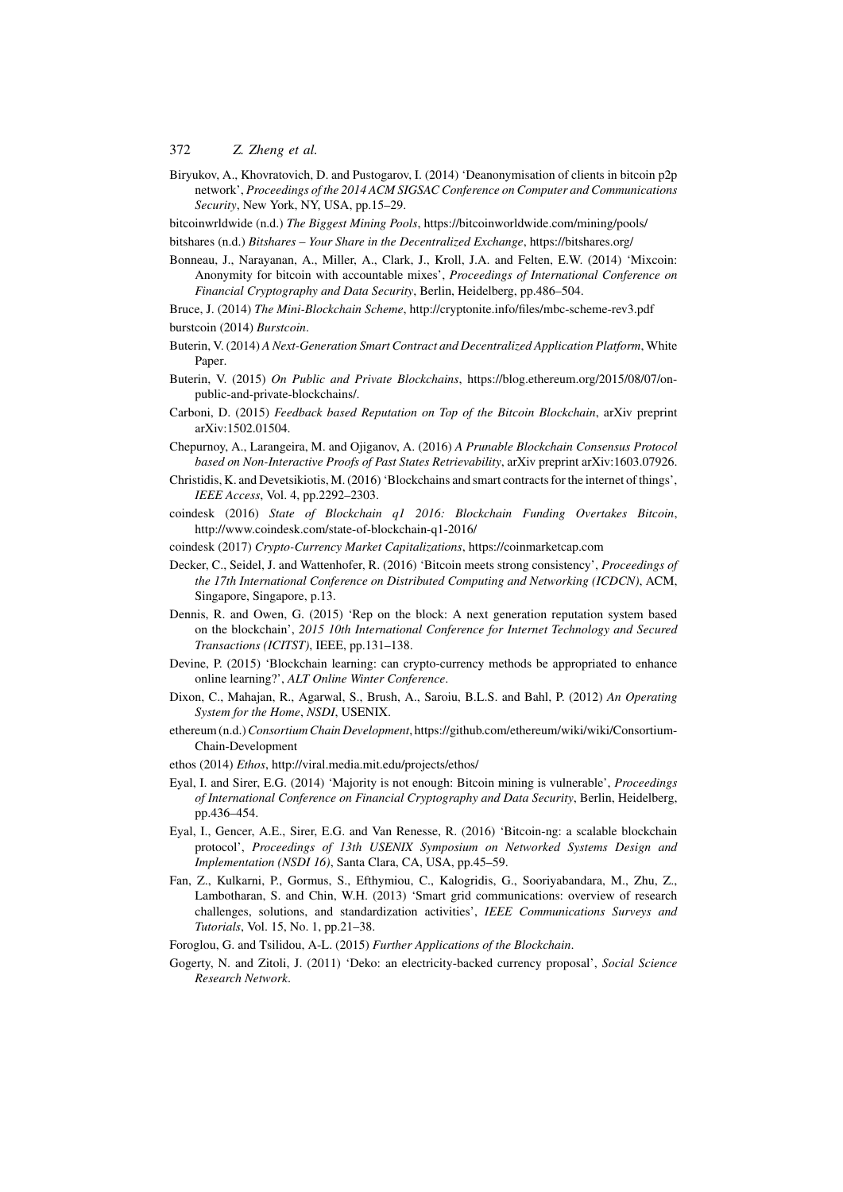Biryukov, A., Khovratovich, D. and Pustogarov, I. (2014) 'Deanonymisation of clients in bitcoin p2p network', *Proceedings of the 2014 ACM SIGSAC Conference on Computer and Communications Security*, New York, NY, USA, pp.15–29.

bitcoinwrldwide (n.d.) *The Biggest Mining Pools*, https://bitcoinworldwide.com/mining/pools/

bitshares (n.d.) *Bitshares – Your Share in the Decentralized Exchange*, https://bitshares.org/

Bonneau, J., Narayanan, A., Miller, A., Clark, J., Kroll, J.A. and Felten, E.W. (2014) 'Mixcoin: Anonymity for bitcoin with accountable mixes', *Proceedings of International Conference on Financial Cryptography and Data Security*, Berlin, Heidelberg, pp.486–504.

Bruce, J. (2014) *The Mini-Blockchain Scheme*, http://cryptonite.info/files/mbc-scheme-rev3.pdf

burstcoin (2014) *Burstcoin*.

Buterin, V. (2014) *A Next-Generation Smart Contract and Decentralized Application Platform*, White Paper.

Buterin, V. (2015) *On Public and Private Blockchains*, https://blog.ethereum.org/2015/08/07/on-public-and-private-blockchains/.

Carboni, D. (2015) *Feedback based Reputation on Top of the Bitcoin Blockchain*, arXiv preprint arXiv:1502.01504.

Chepurnoy, A., Larangeira, M. and Ojiganov, A. (2016) *A Prunable Blockchain Consensus Protocol based on Non-Interactive Proofs of Past States Retrievability*, arXiv preprint arXiv:1603.07926.

Christidis, K. and Devetsikiotis, M. (2016) 'Blockchains and smart contracts for the internet of things', *IEEE Access*, Vol. 4, pp.2292–2303.

coindesk (2016) *State of Blockchain q1 2016: Blockchain Funding Overtakes Bitcoin*, http://www.coindesk.com/state-of-blockchain-q1-2016/

coindesk (2017) *Crypto-Currency Market Capitalizations*, https://coinmarketcap.com

Decker, C., Seidel, J. and Wattenhofer, R. (2016) 'Bitcoin meets strong consistency', *Proceedings of the 17th International Conference on Distributed Computing and Networking (ICDCN)*, ACM, Singapore, Singapore, p.13.

Dennis, R. and Owen, G. (2015) 'Rep on the block: A next generation reputation system based on the blockchain', *2015 10th International Conference for Internet Technology and Secured Transactions (ICITST)*, IEEE, pp.131–138.

Devine, P. (2015) 'Blockchain learning: can crypto-currency methods be appropriated to enhance online learning?', *ALT Online Winter Conference*.

Dixon, C., Mahajan, R., Agarwal, S., Brush, A., Saroiu, B.L.S. and Bahl, P. (2012) *An Operating System for the Home*, *NSDI*, USENIX.

ethereum (n.d.) *Consortium Chain Development*, https://github.com/ethereum/wiki/wiki/Consortium-Chain-Development

ethos (2014) *Ethos*, http://viral.media.mit.edu/projects/ethos/

Eyal, I. and Sirer, E.G. (2014) 'Majority is not enough: Bitcoin mining is vulnerable', *Proceedings of International Conference on Financial Cryptography and Data Security*, Berlin, Heidelberg, pp.436–454.

Eyal, I., Gencer, A.E., Sirer, E.G. and Van Renesse, R. (2016) 'Bitcoin-ng: a scalable blockchain protocol', *Proceedings of 13th USENIX Symposium on Networked Systems Design and Implementation (NSDI 16)*, Santa Clara, CA, USA, pp.45–59.

Fan, Z., Kulkarni, P., Gormus, S., Efthymiou, C., Kalogridis, G., Sooriyabandara, M., Zhu, Z., Lambotharan, S. and Chin, W.H. (2013) 'Smart grid communications: overview of research challenges, solutions, and standardization activities', *IEEE Communications Surveys and Tutorials*, Vol. 15, No. 1, pp.21–38.

Foroglou, G. and Tsilidou, A-L. (2015) *Further Applications of the Blockchain*.

Gogerty, N. and Zitoli, J. (2011) 'Deko: an electricity-backed currency proposal', *Social Science Research Network*.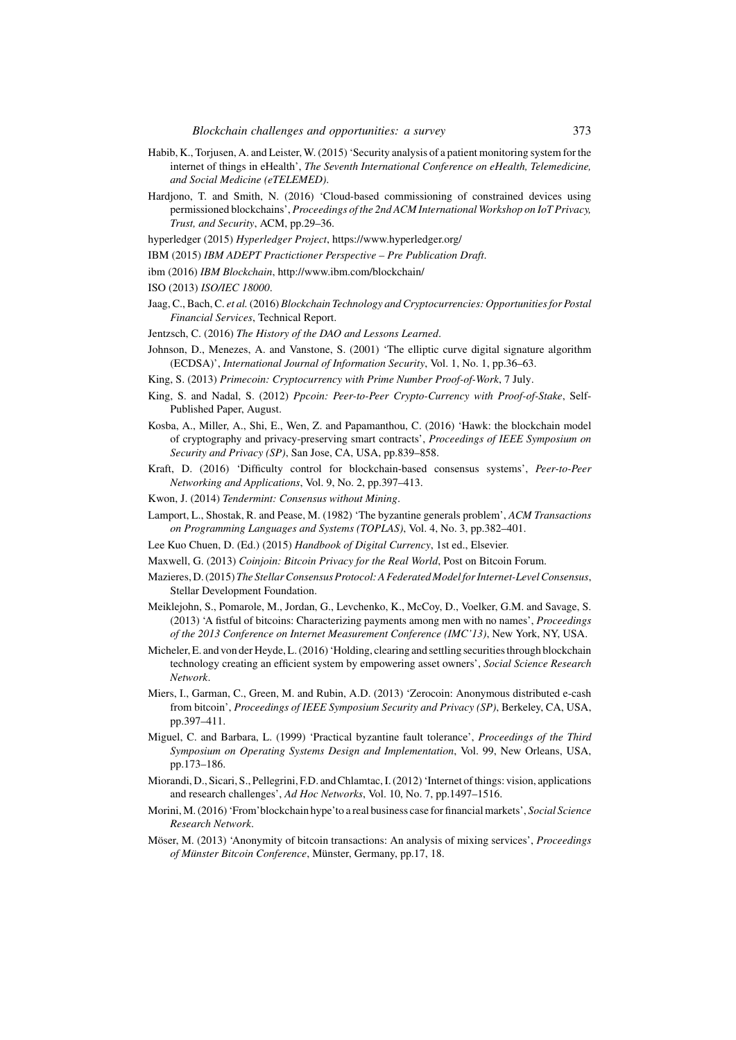Habib, K., Torjusen, A. and Leister, W. (2015) 'Security analysis of a patient monitoring system for the internet of things in eHealth', *The Seventh International Conference on eHealth, Telemedicine, and Social Medicine (eTELEMED)*.

Hardjono, T. and Smith, N. (2016) 'Cloud-based commissioning of constrained devices using permissioned blockchains', *Proceedings of the 2nd ACM International Workshop on IoT Privacy, Trust, and Security*, ACM, pp.29–36.

hyperledger (2015) *Hyperledger Project*, https://www.hyperledger.org/

IBM (2015) *IBM ADEPT Practictioner Perspective – Pre Publication Draft*.

ibm (2016) *IBM Blockchain*, http://www.ibm.com/blockchain/

ISO (2013) *ISO/IEC 18000*.

Jaag, C., Bach, C. *et al.* (2016) *Blockchain Technology and Cryptocurrencies: Opportunities for Postal Financial Services*, Technical Report.

Jentzsch, C. (2016) *The History of the DAO and Lessons Learned*.

Johnson, D., Menezes, A. and Vanstone, S. (2001) 'The elliptic curve digital signature algorithm (ECDSA)', *International Journal of Information Security*, Vol. 1, No. 1, pp.36–63.

King, S. (2013) *Primecoin: Cryptocurrency with Prime Number Proof-of-Work*, 7 July.

King, S. and Nadal, S. (2012) *Ppcoin: Peer-to-Peer Crypto-Currency with Proof-of-Stake*, Self-Published Paper, August.

Kosba, A., Miller, A., Shi, E., Wen, Z. and Papamanthou, C. (2016) 'Hawk: the blockchain model of cryptography and privacy-preserving smart contracts', *Proceedings of IEEE Symposium on Security and Privacy (SP)*, San Jose, CA, USA, pp.839–858.

Kraft, D. (2016) 'Difficulty control for blockchain-based consensus systems', *Peer-to-Peer Networking and Applications*, Vol. 9, No. 2, pp.397–413.

Kwon, J. (2014) *Tendermint: Consensus without Mining*.

Lamport, L., Shostak, R. and Pease, M. (1982) 'The byzantine generals problem', *ACM Transactions on Programming Languages and Systems (TOPLAS)*, Vol. 4, No. 3, pp.382–401.

Lee Kuo Chuen, D. (Ed.) (2015) *Handbook of Digital Currency*, 1st ed., Elsevier.

Maxwell, G. (2013) *Coinjoin: Bitcoin Privacy for the Real World*, Post on Bitcoin Forum.

Mazieres, D. (2015) *The Stellar Consensus Protocol: A Federated Model for Internet-Level Consensus*, Stellar Development Foundation.

Meiklejohn, S., Pomarole, M., Jordan, G., Levchenko, K., McCoy, D., Voelker, G.M. and Savage, S. (2013) 'A fistful of bitcoins: Characterizing payments among men with no names', *Proceedings of the 2013 Conference on Internet Measurement Conference (IMC'13)*, New York, NY, USA.

Micheler, E. and von der Heyde, L. (2016) 'Holding, clearing and settling securities through blockchain technology creating an efficient system by empowering asset owners', *Social Science Research Network*.

Miers, I., Garman, C., Green, M. and Rubin, A.D. (2013) 'Zerocoin: Anonymous distributed e-cash from bitcoin', *Proceedings of IEEE Symposium Security and Privacy (SP)*, Berkeley, CA, USA, pp.397–411.

Miguel, C. and Barbara, L. (1999) 'Practical byzantine fault tolerance', *Proceedings of the Third Symposium on Operating Systems Design and Implementation*, Vol. 99, New Orleans, USA, pp.173–186.

Miorandi, D., Sicari, S., Pellegrini, F.D. and Chlamtac, I. (2012) 'Internet of things: vision, applications and research challenges', *Ad Hoc Networks*, Vol. 10, No. 7, pp.1497–1516.

Morini, M. (2016) 'From'blockchain hype'to a real business case for financial markets', *Social Science Research Network*.

Möser, M. (2013) 'Anonymity of bitcoin transactions: An analysis of mixing services', *Proceedings of Münster Bitcoin Conference*, Münster, Germany, pp.17, 18.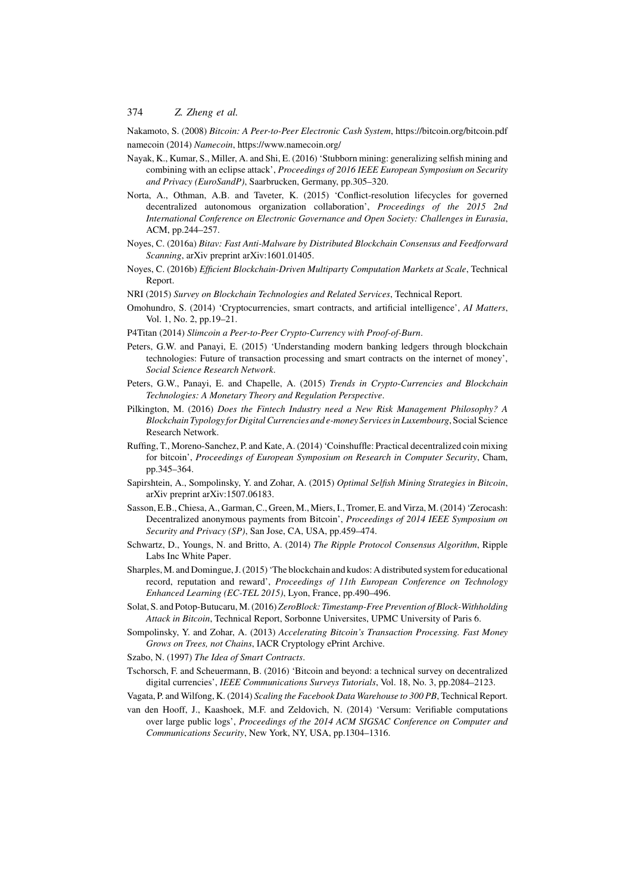Nakamoto, S. (2008) *Bitcoin: A Peer-to-Peer Electronic Cash System*, https://bitcoin.org/bitcoin.pdf

namecoin (2014) *Namecoin*, https://www.namecoin.org/

Nayak, K., Kumar, S., Miller, A. and Shi, E. (2016) 'Stubborn mining: generalizing selfish mining and combining with an eclipse attack', *Proceedings of 2016 IEEE European Symposium on Security and Privacy (EuroSandP)*, Saarbrucken, Germany, pp.305–320.

Norta, A., Othman, A.B. and Taveter, K. (2015) 'Conflict-resolution lifecycles for governed decentralized autonomous organization collaboration', *Proceedings of the 2015 2nd International Conference on Electronic Governance and Open Society: Challenges in Eurasia*, ACM, pp.244–257.

Noyes, C. (2016a) *Bitav: Fast Anti-Malware by Distributed Blockchain Consensus and Feedforward Scanning*, arXiv preprint arXiv:1601.01405.

Noyes, C. (2016b) *Efficient Blockchain-Driven Multiparty Computation Markets at Scale*, Technical Report.

NRI (2015) *Survey on Blockchain Technologies and Related Services*, Technical Report.

Omohundro, S. (2014) 'Cryptocurrencies, smart contracts, and artificial intelligence', *AI Matters*, Vol. 1, No. 2, pp.19–21.

P4Titan (2014) *Slimcoin a Peer-to-Peer Crypto-Currency with Proof-of-Burn*.

Peters, G.W. and Panayi, E. (2015) 'Understanding modern banking ledgers through blockchain technologies: Future of transaction processing and smart contracts on the internet of money', *Social Science Research Network*.

Peters, G.W., Panayi, E. and Chapelle, A. (2015) *Trends in Crypto-Currencies and Blockchain Technologies: A Monetary Theory and Regulation Perspective*.

Pilkington, M. (2016) *Does the Fintech Industry need a New Risk Management Philosophy? A Blockchain Typology for Digital Currencies and e-money Services in Luxembourg*, Social Science Research Network.

Ruffing, T., Moreno-Sanchez, P. and Kate, A. (2014) 'Coinshuffle: Practical decentralized coin mixing for bitcoin', *Proceedings of European Symposium on Research in Computer Security*, Cham, pp.345–364.

Sapirshtein, A., Sompolinsky, Y. and Zohar, A. (2015) *Optimal Selfish Mining Strategies in Bitcoin*, arXiv preprint arXiv:1507.06183.

Sasson, E.B., Chiesa, A., Garman, C., Green, M., Miers, I., Tromer, E. and Virza, M. (2014) 'Zerocash: Decentralized anonymous payments from Bitcoin', *Proceedings of 2014 IEEE Symposium on Security and Privacy (SP)*, San Jose, CA, USA, pp.459–474.

Schwartz, D., Youngs, N. and Britto, A. (2014) *The Ripple Protocol Consensus Algorithm*, Ripple Labs Inc White Paper.

Sharples, M. and Domingue, J. (2015) 'The blockchain and kudos: A distributed system for educational record, reputation and reward', *Proceedings of 11th European Conference on Technology Enhanced Learning (EC-TEL 2015)*, Lyon, France, pp.490–496.

Solat, S. and Potop-Butucaru, M. (2016) *ZeroBlock: Timestamp-Free Prevention of Block-Withholding Attack in Bitcoin*, Technical Report, Sorbonne Universites, UPMC University of Paris 6.

Sompolinsky, Y. and Zohar, A. (2013) *Accelerating Bitcoin's Transaction Processing. Fast Money Grows on Trees, not Chains*, IACR Cryptology ePrint Archive.

Szabo, N. (1997) *The Idea of Smart Contracts*.

Tschorsch, F. and Scheuermann, B. (2016) 'Bitcoin and beyond: a technical survey on decentralized digital currencies', *IEEE Communications Surveys Tutorials*, Vol. 18, No. 3, pp.2084–2123.

Vagata, P. and Wilfong, K. (2014) *Scaling the Facebook Data Warehouse to 300 PB*, Technical Report.

van den Hooff, J., Kaashoek, M.F. and Zeldovich, N. (2014) 'Versum: Verifiable computations over large public logs', *Proceedings of the 2014 ACM SIGSAC Conference on Computer and Communications Security*, New York, NY, USA, pp.1304–1316.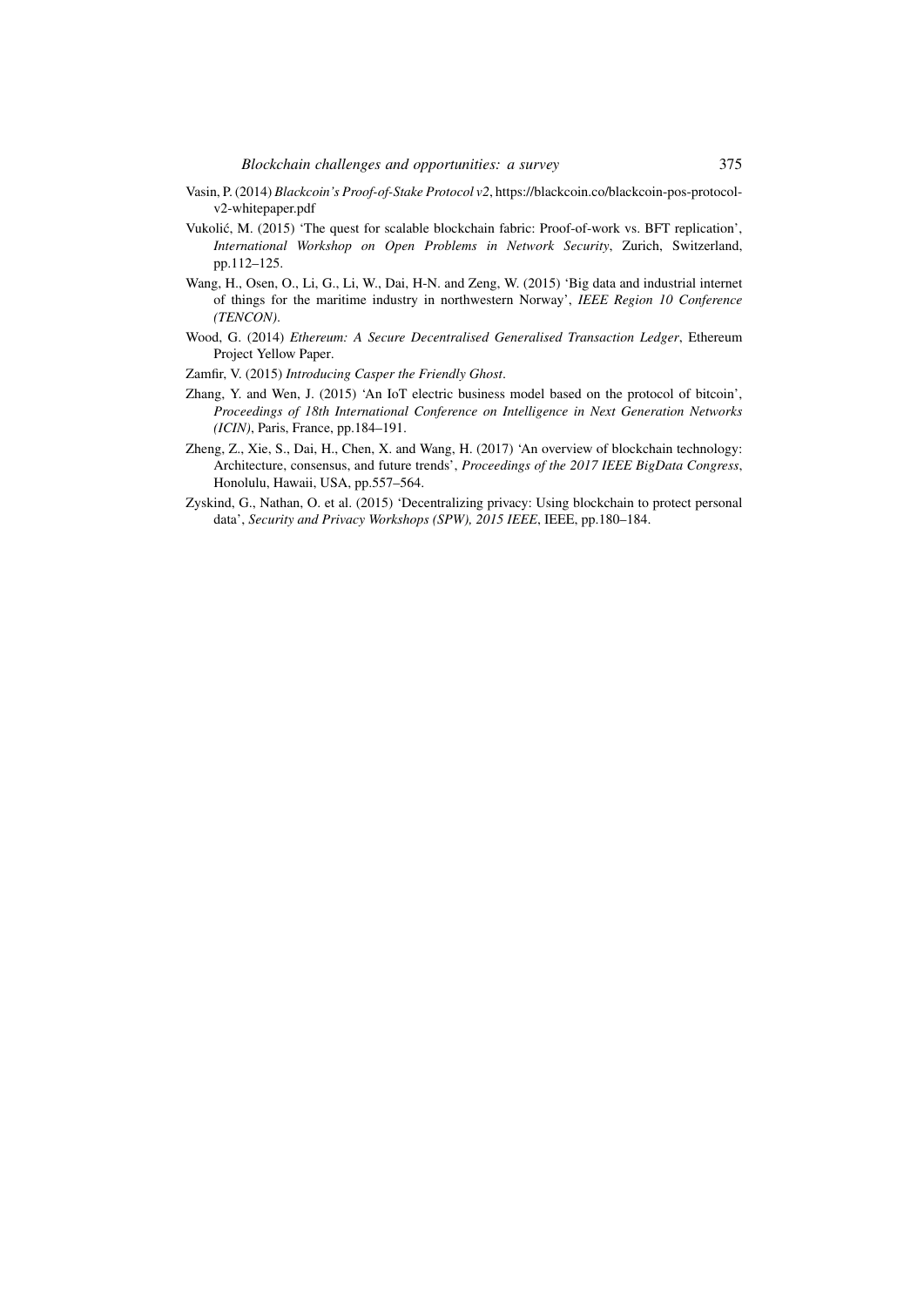Vasin, P. (2014) *Blackcoin's Proof-of-Stake Protocol v2*, https://blackcoin.co/blackcoin-pos-protocol-v2-whitepaper.pdf

Vukolić, M. (2015) 'The quest for scalable blockchain fabric: Proof-of-work vs. BFT replication', *International Workshop on Open Problems in Network Security*, Zurich, Switzerland, pp.112–125.

Wang, H., Osen, O., Li, G., Li, W., Dai, H-N. and Zeng, W. (2015) 'Big data and industrial internet of things for the maritime industry in northwestern Norway', *IEEE Region 10 Conference (TENCON)*.

Wood, G. (2014) *Ethereum: A Secure Decentralised Generalised Transaction Ledger*, Ethereum Project Yellow Paper.

Zamfir, V. (2015) *Introducing Casper the Friendly Ghost*.

Zhang, Y. and Wen, J. (2015) 'An IoT electric business model based on the protocol of bitcoin', *Proceedings of 18th International Conference on Intelligence in Next Generation Networks (ICIN)*, Paris, France, pp.184–191.

Zheng, Z., Xie, S., Dai, H., Chen, X. and Wang, H. (2017) 'An overview of blockchain technology: Architecture, consensus, and future trends', *Proceedings of the 2017 IEEE BigData Congress*, Honolulu, Hawaii, USA, pp.557–564.

Zyskind, G., Nathan, O. et al. (2015) 'Decentralizing privacy: Using blockchain to protect personal data', *Security and Privacy Workshops (SPW), 2015 IEEE*, IEEE, pp.180–184.